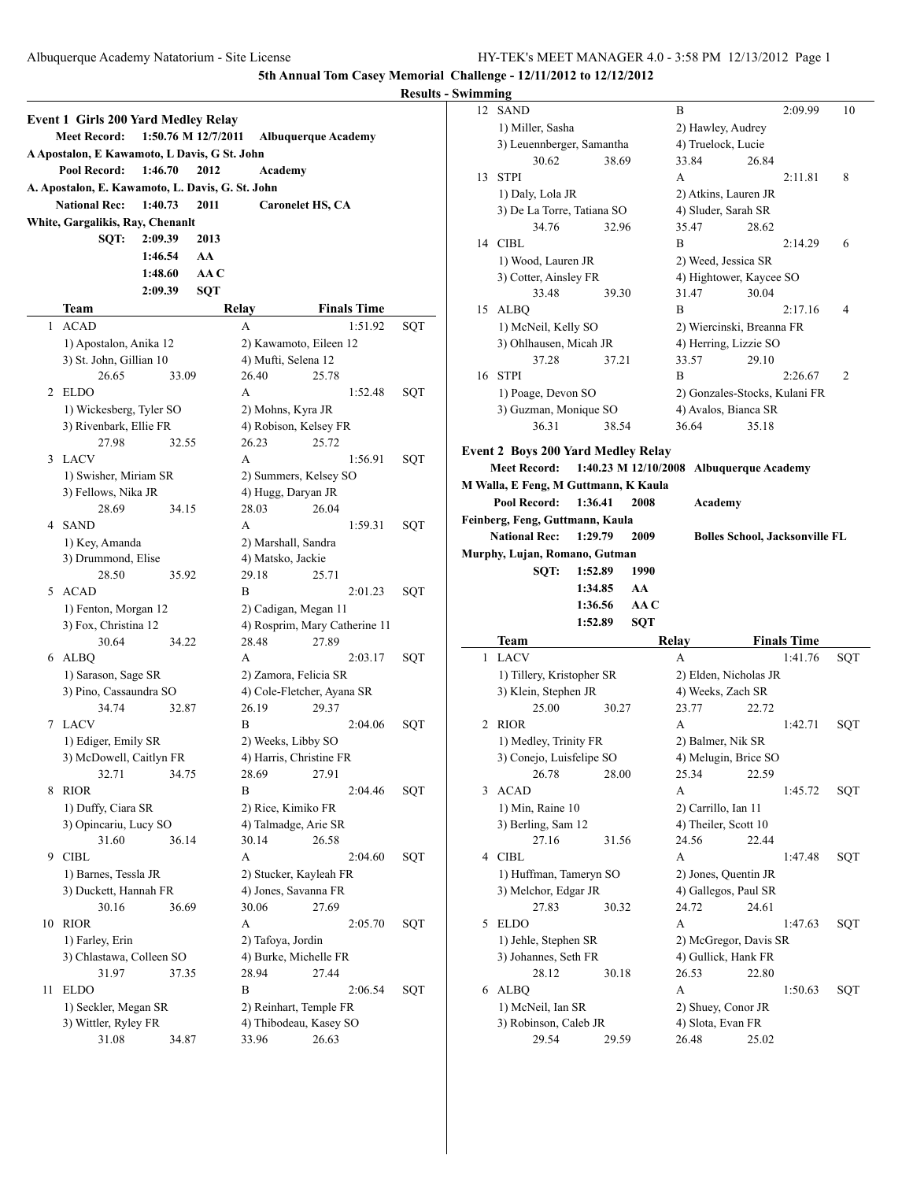## 5th Annual Tom Casey Memorial Challenge - 12/11/2012 to 12/12/2012

### Results - Swimming

#### Event 1 Girls 200 Yard Medley Relay

**Meet Record:** 1:50.76 M 12/7/2011 **Albuquerque Academy**
**A Apostalon, E Kawamoto, L Davis, G St. John**
**Pool Record:** 1:46.70 2012 **Academy**
**A. Apostalon, E. Kawamoto, L. Davis, G. St. John**
**National Rec:** 1:40.73 2011 **Caronelet HS, CA**
**White, Gargalikis, Ray, Chenanlt**
**SQT:** 2:09.39 2013
1:46.54 AA
1:48.60 AA C
2:09.39 SQT

| | Team | Relay | Finals Time | |
|---|---|---|---|---|
| 1 | ACAD | A | 1:51.92 | SQT |
| | 1) Apostalon, Anika 12 | 2) Kawamoto, Eileen 12 | | |
| | 3) St. John, Gillian 10 | 4) Mufti, Selena 12 | | |
| | 26.65 33.09 | 26.40 25.78 | | |
| 2 | ELDO | A | 1:52.48 | SQT |
| | 1) Wickesberg, Tyler SO | 2) Mohns, Kyra JR | | |
| | 3) Rivenbark, Ellie FR | 4) Robison, Kelsey FR | | |
| | 27.98 32.55 | 26.23 25.72 | | |
| 3 | LACV | A | 1:56.91 | SQT |
| | 1) Swisher, Miriam SR | 2) Summers, Kelsey SO | | |
| | 3) Fellows, Nika JR | 4) Hugg, Daryan JR | | |
| | 28.69 34.15 | 28.03 26.04 | | |
| 4 | SAND | A | 1:59.31 | SQT |
| | 1) Key, Amanda | 2) Marshall, Sandra | | |
| | 3) Drummond, Elise | 4) Matsko, Jackie | | |
| | 28.50 35.92 | 29.18 25.71 | | |
| 5 | ACAD | B | 2:01.23 | SQT |
| | 1) Fenton, Morgan 12 | 2) Cadigan, Megan 11 | | |
| | 3) Fox, Christina 12 | 4) Rosprim, Mary Catherine 11 | | |
| | 30.64 34.22 | 28.48 27.89 | | |
| 6 | ALBQ | A | 2:03.17 | SQT |
| | 1) Sarason, Sage SR | 2) Zamora, Felicia SR | | |
| | 3) Pino, Cassaundra SO | 4) Cole-Fletcher, Ayana SR | | |
| | 34.74 32.87 | 26.19 29.37 | | |
| 7 | LACV | B | 2:04.06 | SQT |
| | 1) Ediger, Emily SR | 2) Weeks, Libby SO | | |
| | 3) McDowell, Caitlyn FR | 4) Harris, Christine FR | | |
| | 32.71 34.75 | 28.69 27.91 | | |
| 8 | RIOR | B | 2:04.46 | SQT |
| | 1) Duffy, Ciara SR | 2) Rice, Kimiko FR | | |
| | 3) Opincariu, Lucy SO | 4) Talmadge, Arie SR | | |
| | 31.60 36.14 | 30.14 26.58 | | |
| 9 | CIBL | A | 2:04.60 | SQT |
| | 1) Barnes, Tessla JR | 2) Stucker, Kayleah FR | | |
| | 3) Duckett, Hannah FR | 4) Jones, Savanna FR | | |
| | 30.16 36.69 | 30.06 27.69 | | |
| 10 | RIOR | A | 2:05.70 | SQT |
| | 1) Farley, Erin | 2) Tafoya, Jordin | | |
| | 3) Chlastawa, Colleen SO | 4) Burke, Michelle FR | | |
| | 31.97 37.35 | 28.94 27.44 | | |
| 11 | ELDO | B | 2:06.54 | SQT |
| | 1) Seckler, Megan SR | 2) Reinhart, Temple FR | | |
| | 3) Wittler, Ryley FR | 4) Thibodeau, Kasey SO | | |
| | 31.08 34.87 | 33.96 26.63 | | |
| 12 | SAND | B | 2:09.99 | 10 |
| | 1) Miller, Sasha | 2) Hawley, Audrey | | |
| | 3) Leuennberger, Samantha | 4) Truelock, Lucie | | |
| | 30.62 38.69 | 33.84 26.84 | | |
| 13 | STPI | A | 2:11.81 | 8 |
| | 1) Daly, Lola JR | 2) Atkins, Lauren JR | | |
| | 3) De La Torre, Tatiana SO | 4) Sluder, Sarah SR | | |
| | 34.76 32.96 | 35.47 28.62 | | |
| 14 | CIBL | B | 2:14.29 | 6 |
| | 1) Wood, Lauren JR | 2) Weed, Jessica SR | | |
| | 3) Cotter, Ainsley FR | 4) Hightower, Kaycee SO | | |
| | 33.48 39.30 | 31.47 30.04 | | |
| 15 | ALBQ | B | 2:17.16 | 4 |
| | 1) McNeil, Kelly SO | 2) Wiercinski, Breanna FR | | |
| | 3) Ohlhausen, Micah JR | 4) Herring, Lizzie SO | | |
| | 37.28 37.21 | 33.57 29.10 | | |
| 16 | STPI | B | 2:26.67 | 2 |
| | 1) Poage, Devon SO | 2) Gonzales-Stocks, Kulani FR | | |
| | 3) Guzman, Monique SO | 4) Avalos, Bianca SR | | |
| | 36.31 38.54 | 36.64 35.18 | | |

#### Event 2 Boys 200 Yard Medley Relay

**Meet Record:** 1:40.23 M 12/10/2008 **Albuquerque Academy**
**M Walla, E Feng, M Guttmann, K Kaula**
**Pool Record:** 1:36.41 2008 **Academy**
**Feinberg, Feng, Guttmann, Kaula**
**National Rec:** 1:29.79 2009 **Bolles School, Jacksonville FL**
**Murphy, Lujan, Romano, Gutman**
**SQT:** 1:52.89 1990
1:34.85 AA
1:36.56 AA C
1:52.89 SQT

| | Team | Relay | Finals Time | |
|---|---|---|---|---|
| 1 | LACV | A | 1:41.76 | SQT |
| | 1) Tillery, Kristopher SR | 2) Elden, Nicholas JR | | |
| | 3) Klein, Stephen JR | 4) Weeks, Zach SR | | |
| | 25.00 30.27 | 23.77 22.72 | | |
| 2 | RIOR | A | 1:42.71 | SQT |
| | 1) Medley, Trinity FR | 2) Balmer, Nik SR | | |
| | 3) Conejo, Luisfelipe SO | 4) Melugin, Brice SO | | |
| | 26.78 28.00 | 25.34 22.59 | | |
| 3 | ACAD | A | 1:45.72 | SQT |
| | 1) Min, Raine 10 | 2) Carrillo, Ian 11 | | |
| | 3) Berling, Sam 12 | 4) Theiler, Scott 10 | | |
| | 27.16 31.56 | 24.56 22.44 | | |
| 4 | CIBL | A | 1:47.48 | SQT |
| | 1) Huffman, Tameryn SO | 2) Jones, Quentin JR | | |
| | 3) Melchor, Edgar JR | 4) Gallegos, Paul SR | | |
| | 27.83 30.32 | 24.72 24.61 | | |
| 5 | ELDO | A | 1:47.63 | SQT |
| | 1) Jehle, Stephen SR | 2) McGregor, Davis SR | | |
| | 3) Johannes, Seth FR | 4) Gullick, Hank FR | | |
| | 28.12 30.18 | 26.53 22.80 | | |
| 6 | ALBQ | A | 1:50.63 | SQT |
| | 1) McNeil, Ian SR | 2) Shuey, Conor JR | | |
| | 3) Robinson, Caleb JR | 4) Slota, Evan FR | | |
| | 29.54 29.59 | 26.48 25.02 | | |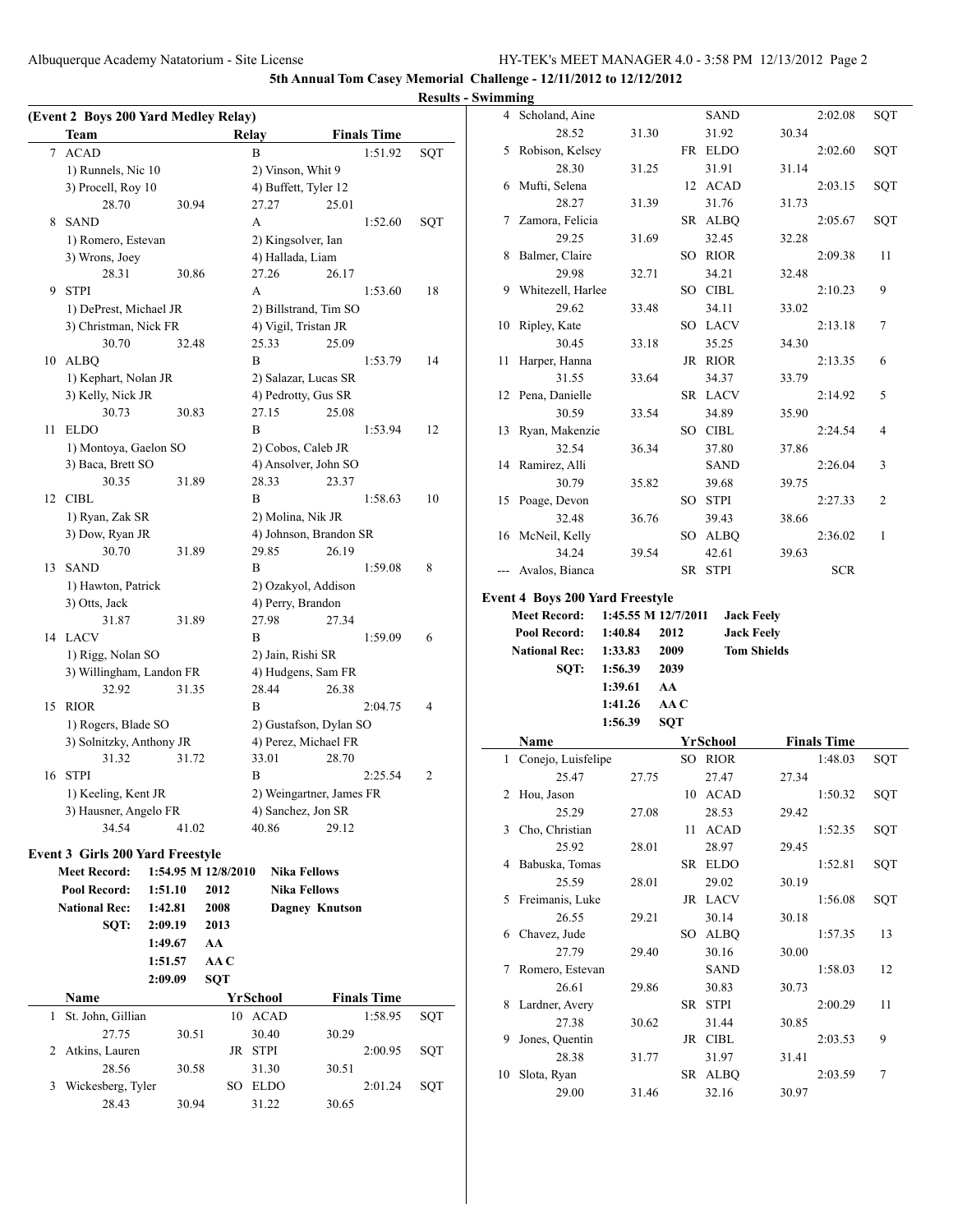**5th Annual Tom Casey Memorial Challenge - 12/11/2012 to 12/12/2012**

**Results - Swimming**

### (Event 2 Boys 200 Yard Medley Relay)

| | Team | Relay | Finals Time | |
|---|---|---|---|---|
| 7 | ACAD | B | 1:51.92 | SQT |
| | 1) Runnels, Nic 10 | 2) Vinson, Whit 9 | | |
| | 3) Procell, Roy 10 | 4) Buffett, Tyler 12 | | |
| | 28.70 30.94 | 27.27 25.01 | | |
| 8 | SAND | A | 1:52.60 | SQT |
| | 1) Romero, Estevan | 2) Kingsolver, Ian | | |
| | 3) Wrons, Joey | 4) Hallada, Liam | | |
| | 28.31 30.86 | 27.26 26.17 | | |
| 9 | STPI | A | 1:53.60 | 18 |
| | 1) DeProst, Michael JR | 2) Billstrand, Tim SO | | |
| | 3) Christman, Nick FR | 4) Vigil, Tristan JR | | |
| | 30.70 32.48 | 25.33 25.09 | | |
| 10 | ALBQ | B | 1:53.79 | 14 |
| | 1) Kephart, Nolan JR | 2) Salazar, Lucas SR | | |
| | 3) Kelly, Nick JR | 4) Pedrotty, Gus SR | | |
| | 30.73 30.83 | 27.15 25.08 | | |
| 11 | ELDO | B | 1:53.94 | 12 |
| | 1) Montoya, Gaelon SO | 2) Cobos, Caleb JR | | |
| | 3) Baca, Brett SO | 4) Ansolver, John SO | | |
| | 30.35 31.89 | 28.33 23.37 | | |
| 12 | CIBL | B | 1:58.63 | 10 |
| | 1) Ryan, Zak SR | 2) Molina, Nik JR | | |
| | 3) Dow, Ryan JR | 4) Johnson, Brandon SR | | |
| | 30.70 31.89 | 29.85 26.19 | | |
| 13 | SAND | B | 1:59.08 | 8 |
| | 1) Hawton, Patrick | 2) Ozakyol, Addison | | |
| | 3) Otts, Jack | 4) Perry, Brandon | | |
| | 31.87 31.89 | 27.98 27.34 | | |
| 14 | LACV | B | 1:59.09 | 6 |
| | 1) Rigg, Nolan SO | 2) Jain, Rishi SR | | |
| | 3) Willingham, Landon FR | 4) Hudgens, Sam FR | | |
| | 32.92 31.35 | 28.44 26.38 | | |
| 15 | RIOR | B | 2:04.75 | 4 |
| | 1) Rogers, Blade SO | 2) Gustafson, Dylan SO | | |
| | 3) Solnitzky, Anthony JR | 4) Perez, Michael FR | | |
| | 31.32 31.72 | 33.01 28.70 | | |
| 16 | STPI | B | 2:25.54 | 2 |
| | 1) Keeling, Kent JR | 2) Weingartner, James FR | | |
| | 3) Hausner, Angelo FR | 4) Sanchez, Jon SR | | |
| | 34.54 41.02 | 40.86 29.12 | | |

### Event 3 Girls 200 Yard Freestyle

| | | | |
|---|---|---|---|
| **Meet Record:** | 1:54.95 M 12/8/2010 | | Nika Fellows |
| **Pool Record:** | 1:51.10 | 2012 | Nika Fellows |
| **National Rec:** | 1:42.81 | 2008 | Dagney Knutson |
| **SQT:** | 2:09.19 | 2013 | |
| | 1:49.67 | AA | |
| | 1:51.57 | AA C | |
| | 2:09.09 | SQT | |

| | Name | Yr | School | Finals Time | |
|---|---|---|---|---|---|
| 1 | St. John, Gillian | 10 | ACAD | 1:58.95 | SQT |
| | 27.75 30.51 30.40 30.29 | | | | |
| 2 | Atkins, Lauren | JR | STPI | 2:00.95 | SQT |
| | 28.56 30.58 31.30 30.51 | | | | |
| 3 | Wickesberg, Tyler | SO | ELDO | 2:01.24 | SQT |
| | 28.43 30.94 31.22 30.65 | | | | |
| 4 | Scholand, Aine | | SAND | 2:02.08 | SQT |
| | 28.52 31.30 31.92 30.34 | | | | |
| 5 | Robison, Kelsey | FR | ELDO | 2:02.60 | SQT |
| | 28.30 31.25 31.91 31.14 | | | | |
| 6 | Mufti, Selena | 12 | ACAD | 2:03.15 | SQT |
| | 28.27 31.39 31.76 31.73 | | | | |
| 7 | Zamora, Felicia | SR | ALBQ | 2:05.67 | SQT |
| | 29.25 31.69 32.45 32.28 | | | | |
| 8 | Balmer, Claire | SO | RIOR | 2:09.38 | 11 |
| | 29.98 32.71 34.21 32.48 | | | | |
| 9 | Whitezell, Harlee | SO | CIBL | 2:10.23 | 9 |
| | 29.62 33.48 34.11 33.02 | | | | |
| 10 | Ripley, Kate | SO | LACV | 2:13.18 | 7 |
| | 30.45 33.18 35.25 34.30 | | | | |
| 11 | Harper, Hanna | JR | RIOR | 2:13.35 | 6 |
| | 31.55 33.64 34.37 33.79 | | | | |
| 12 | Pena, Danielle | SR | LACV | 2:14.92 | 5 |
| | 30.59 33.54 34.89 35.90 | | | | |
| 13 | Ryan, Makenzie | SO | CIBL | 2:24.54 | 4 |
| | 32.54 36.34 37.80 37.86 | | | | |
| 14 | Ramirez, Alli | | SAND | 2:26.04 | 3 |
| | 30.79 35.82 39.68 39.75 | | | | |
| 15 | Poage, Devon | SO | STPI | 2:27.33 | 2 |
| | 32.48 36.76 39.43 38.66 | | | | |
| 16 | McNeil, Kelly | SO | ALBQ | 2:36.02 | 1 |
| | 34.24 39.54 42.61 39.63 | | | | |
| --- | Avalos, Bianca | SR | STPI | SCR | |

### Event 4 Boys 200 Yard Freestyle

| | | | |
|---|---|---|---|
| **Meet Record:** | 1:45.55 M 12/7/2011 | | Jack Feely |
| **Pool Record:** | 1:40.84 | 2012 | Jack Feely |
| **National Rec:** | 1:33.83 | 2009 | Tom Shields |
| **SQT:** | 1:56.39 | 2039 | |
| | 1:39.61 | AA | |
| | 1:41.26 | AA C | |
| | 1:56.39 | SQT | |

| | Name | Yr | School | Finals Time | |
|---|---|---|---|---|---|
| 1 | Conejo, Luisfelipe | SO | RIOR | 1:48.03 | SQT |
| | 25.47 27.75 27.47 27.34 | | | | |
| 2 | Hou, Jason | 10 | ACAD | 1:50.32 | SQT |
| | 25.29 27.08 28.53 29.42 | | | | |
| 3 | Cho, Christian | 11 | ACAD | 1:52.35 | SQT |
| | 25.92 28.01 28.97 29.45 | | | | |
| 4 | Babuska, Tomas | SR | ELDO | 1:52.81 | SQT |
| | 25.59 28.01 29.02 30.19 | | | | |
| 5 | Freimanis, Luke | JR | LACV | 1:56.08 | SQT |
| | 26.55 29.21 30.14 30.18 | | | | |
| 6 | Chavez, Jude | SO | ALBQ | 1:57.35 | 13 |
| | 27.79 29.40 30.16 30.00 | | | | |
| 7 | Romero, Estevan | | SAND | 1:58.03 | 12 |
| | 26.61 29.86 30.83 30.73 | | | | |
| 8 | Lardner, Avery | SR | STPI | 2:00.29 | 11 |
| | 27.38 30.62 31.44 30.85 | | | | |
| 9 | Jones, Quentin | JR | CIBL | 2:03.53 | 9 |
| | 28.38 31.77 31.97 31.41 | | | | |
| 10 | Slota, Ryan | SR | ALBQ | 2:03.59 | 7 |
| | 29.00 31.46 32.16 30.97 | | | | |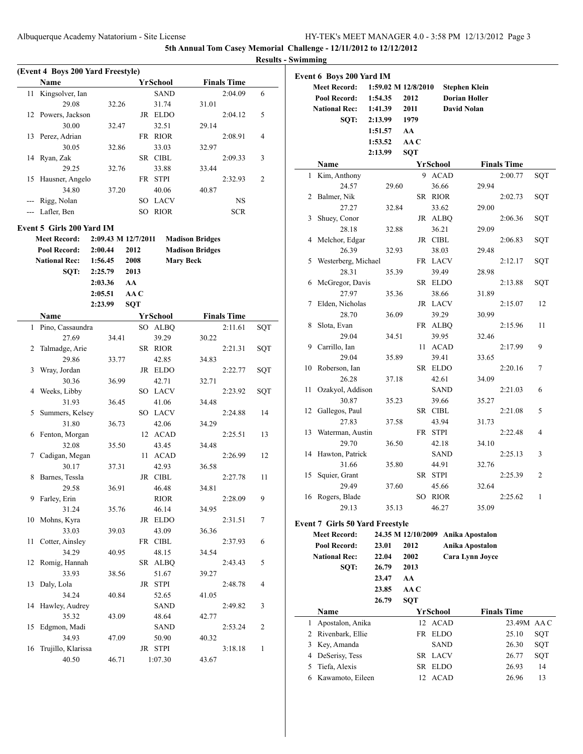**5th Annual Tom Casey Memorial Challenge - 12/11/2012 to 12/12/2012**

**Results - Swimming**

### (Event 4 Boys 200 Yard Freestyle)

| | Name | Yr | School | Finals Time | |
|---|---|---|---|---|---|
| 11 | Kingsolver, Ian | | SAND | 2:04.09 | 6 |
| | 29.08 | 32.26 | 31.74 | 31.01 | |
| 12 | Powers, Jackson | JR | ELDO | 2:04.12 | 5 |
| | 30.00 | 32.47 | 32.51 | 29.14 | |
| 13 | Perez, Adrian | FR | RIOR | 2:08.91 | 4 |
| | 30.05 | 32.86 | 33.03 | 32.97 | |
| 14 | Ryan, Zak | SR | CIBL | 2:09.33 | 3 |
| | 29.25 | 32.76 | 33.88 | 33.44 | |
| 15 | Hausner, Angelo | FR | STPI | 2:32.93 | 2 |
| | 34.80 | 37.20 | 40.06 | 40.87 | |
| --- | Rigg, Nolan | SO | LACV | NS | |
| --- | Lafler, Ben | SO | RIOR | SCR | |

### Event 5 Girls 200 Yard IM

| | | | |
|---|---|---|---|
| **Meet Record:** | 2:09.43 M 12/7/2011 | | **Madison Bridges** |
| **Pool Record:** | 2:00.44 | 2012 | **Madison Bridges** |
| **National Rec:** | 1:56.45 | 2008 | **Mary Beck** |
| **SQT:** | 2:25.79 | 2013 | |
| | 2:03.36 | AA | |
| | 2:05.51 | AA C | |
| | 2:23.99 | SQT | |

| | Name | Yr | School | Finals Time | |
|---|---|---|---|---|---|
| 1 | Pino, Cassaundra | SO | ALBQ | 2:11.61 | SQT |
| | 27.69 | 34.41 | 39.29 | 30.22 | |
| 2 | Talmadge, Arie | SR | RIOR | 2:21.31 | SQT |
| | 29.86 | 33.77 | 42.85 | 34.83 | |
| 3 | Wray, Jordan | JR | ELDO | 2:22.77 | SQT |
| | 30.36 | 36.99 | 42.71 | 32.71 | |
| 4 | Weeks, Libby | SO | LACV | 2:23.92 | SQT |
| | 31.93 | 36.45 | 41.06 | 34.48 | |
| 5 | Summers, Kelsey | SO | LACV | 2:24.88 | 14 |
| | 31.80 | 36.73 | 42.06 | 34.29 | |
| 6 | Fenton, Morgan | 12 | ACAD | 2:25.51 | 13 |
| | 32.08 | 35.50 | 43.45 | 34.48 | |
| 7 | Cadigan, Megan | 11 | ACAD | 2:26.99 | 12 |
| | 30.17 | 37.31 | 42.93 | 36.58 | |
| 8 | Barnes, Tessla | JR | CIBL | 2:27.78 | 11 |
| | 29.58 | 36.91 | 46.48 | 34.81 | |
| 9 | Farley, Erin | | RIOR | 2:28.09 | 9 |
| | 31.24 | 35.76 | 46.14 | 34.95 | |
| 10 | Mohns, Kyra | JR | ELDO | 2:31.51 | 7 |
| | 33.03 | 39.03 | 43.09 | 36.36 | |
| 11 | Cotter, Ainsley | FR | CIBL | 2:37.93 | 6 |
| | 34.29 | 40.95 | 48.15 | 34.54 | |
| 12 | Romig, Hannah | SR | ALBQ | 2:43.43 | 5 |
| | 33.93 | 38.56 | 51.67 | 39.27 | |
| 13 | Daly, Lola | JR | STPI | 2:48.78 | 4 |
| | 34.24 | 40.84 | 52.65 | 41.05 | |
| 14 | Hawley, Audrey | | SAND | 2:49.82 | 3 |
| | 35.32 | 43.09 | 48.64 | 42.77 | |
| 15 | Edgmon, Madi | | SAND | 2:53.24 | 2 |
| | 34.93 | 47.09 | 50.90 | 40.32 | |
| 16 | Trujillo, Klarissa | JR | STPI | 3:18.18 | 1 |
| | 40.50 | 46.71 | 1:07.30 | 43.67 | |

### Event 6 Boys 200 Yard IM

| | | | |
|---|---|---|---|
| **Meet Record:** | 1:59.02 M 12/8/2010 | | **Stephen Klein** |
| **Pool Record:** | 1:54.35 | 2012 | **Dorian Holler** |
| **National Rec:** | 1:41.39 | 2011 | **David Nolan** |
| **SQT:** | 2:13.99 | 1979 | |
| | 1:51.57 | AA | |
| | 1:53.52 | AA C | |
| | 2:13.99 | SQT | |

| | Name | Yr | School | Finals Time | |
|---|---|---|---|---|---|
| 1 | Kim, Anthony | 9 | ACAD | 2:00.77 | SQT |
| | 24.57 | 29.60 | 36.66 | 29.94 | |
| 2 | Balmer, Nik | SR | RIOR | 2:02.73 | SQT |
| | 27.27 | 32.84 | 33.62 | 29.00 | |
| 3 | Shuey, Conor | JR | ALBQ | 2:06.36 | SQT |
| | 28.18 | 32.88 | 36.21 | 29.09 | |
| 4 | Melchor, Edgar | JR | CIBL | 2:06.83 | SQT |
| | 26.39 | 32.93 | 38.03 | 29.48 | |
| 5 | Westerberg, Michael | FR | LACV | 2:12.17 | SQT |
| | 28.31 | 35.39 | 39.49 | 28.98 | |
| 6 | McGregor, Davis | SR | ELDO | 2:13.88 | SQT |
| | 27.97 | 35.36 | 38.66 | 31.89 | |
| 7 | Elden, Nicholas | JR | LACV | 2:15.07 | 12 |
| | 28.70 | 36.09 | 39.29 | 30.99 | |
| 8 | Slota, Evan | FR | ALBQ | 2:15.96 | 11 |
| | 29.04 | 34.51 | 39.95 | 32.46 | |
| 9 | Carrillo, Ian | 11 | ACAD | 2:17.99 | 9 |
| | 29.04 | 35.89 | 39.41 | 33.65 | |
| 10 | Roberson, Ian | SR | ELDO | 2:20.16 | 7 |
| | 26.28 | 37.18 | 42.61 | 34.09 | |
| 11 | Ozakyol, Addison | | SAND | 2:21.03 | 6 |
| | 30.87 | 35.23 | 39.66 | 35.27 | |
| 12 | Gallegos, Paul | SR | CIBL | 2:21.08 | 5 |
| | 27.83 | 37.58 | 43.94 | 31.73 | |
| 13 | Waterman, Austin | FR | STPI | 2:22.48 | 4 |
| | 29.70 | 36.50 | 42.18 | 34.10 | |
| 14 | Hawton, Patrick | | SAND | 2:25.13 | 3 |
| | 31.66 | 35.80 | 44.91 | 32.76 | |
| 15 | Squier, Grant | SR | STPI | 2:25.39 | 2 |
| | 29.49 | 37.60 | 45.66 | 32.64 | |
| 16 | Rogers, Blade | SO | RIOR | 2:25.62 | 1 |
| | 29.13 | 35.13 | 46.27 | 35.09 | |

### Event 7 Girls 50 Yard Freestyle

| | | | |
|---|---|---|---|
| **Meet Record:** | 24.35 M 12/10/2009 | | **Anika Apostalon** |
| **Pool Record:** | 23.01 | 2012 | **Anika Apostalon** |
| **National Rec:** | 22.04 | 2002 | **Cara Lynn Joyce** |
| **SQT:** | 26.79 | 2013 | |
| | 23.47 | AA | |
| | 23.85 | AA C | |
| | 26.79 | SQT | |

| | Name | Yr | School | Finals Time | |
|---|---|---|---|---|---|
| 1 | Apostalon, Anika | 12 | ACAD | 23.49M | AA C |
| 2 | Rivenbark, Ellie | FR | ELDO | 25.10 | SQT |
| 3 | Key, Amanda | | SAND | 26.30 | SQT |
| 4 | DeSerisy, Tess | SR | LACV | 26.77 | SQT |
| 5 | Tiefa, Alexis | SR | ELDO | 26.93 | 14 |
| 6 | Kawamoto, Eileen | 12 | ACAD | 26.96 | 13 |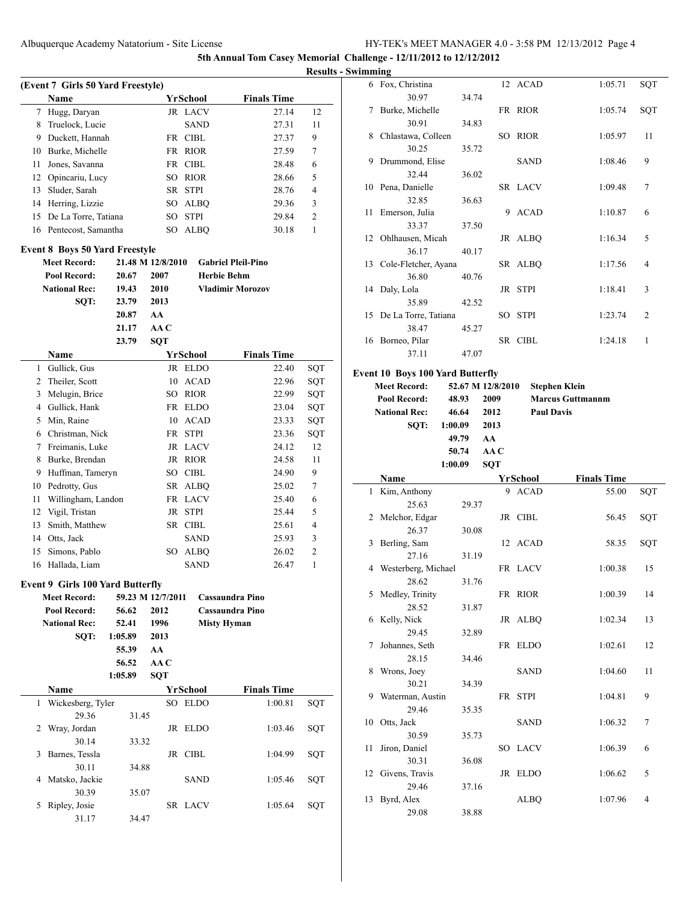**5th Annual Tom Casey Memorial Challenge - 12/11/2012 to 12/12/2012**

**Results - Swimming**

### (Event 7 Girls 50 Yard Freestyle)

| | Name | Yr | School | Finals Time | |
|---|---|---|---|---|---|
| 7 | Hugg, Daryan | JR | LACV | 27.14 | 12 |
| 8 | Truelock, Lucie | | SAND | 27.31 | 11 |
| 9 | Duckett, Hannah | FR | CIBL | 27.37 | 9 |
| 10 | Burke, Michelle | FR | RIOR | 27.59 | 7 |
| 11 | Jones, Savanna | FR | CIBL | 28.48 | 6 |
| 12 | Opincariu, Lucy | SO | RIOR | 28.66 | 5 |
| 13 | Sluder, Sarah | SR | STPI | 28.76 | 4 |
| 14 | Herring, Lizzie | SO | ALBQ | 29.36 | 3 |
| 15 | De La Torre, Tatiana | SO | STPI | 29.84 | 2 |
| 16 | Pentecost, Samantha | SO | ALBQ | 30.18 | 1 |

### Event 8 Boys 50 Yard Freestyle

| | | | |
|---|---|---|---|
| Meet Record: | 21.48 | M 12/8/2010 | Gabriel Pleil-Pino |
| Pool Record: | 20.67 | 2007 | Herbie Behm |
| National Rec: | 19.43 | 2010 | Vladimir Morozov |
| SQT: | 23.79 | 2013 | |
| | 20.87 | AA | |
| | 21.17 | AA C | |
| | 23.79 | SQT | |

| | Name | Yr | School | Finals Time | |
|---|---|---|---|---|---|
| 1 | Gullick, Gus | JR | ELDO | 22.40 | SQT |
| 2 | Theiler, Scott | 10 | ACAD | 22.96 | SQT |
| 3 | Melugin, Brice | SO | RIOR | 22.99 | SQT |
| 4 | Gullick, Hank | FR | ELDO | 23.04 | SQT |
| 5 | Min, Raine | 10 | ACAD | 23.33 | SQT |
| 6 | Christman, Nick | FR | STPI | 23.36 | SQT |
| 7 | Freimanis, Luke | JR | LACV | 24.12 | 12 |
| 8 | Burke, Brendan | JR | RIOR | 24.58 | 11 |
| 9 | Huffman, Tameryn | SO | CIBL | 24.90 | 9 |
| 10 | Pedrotty, Gus | SR | ALBQ | 25.02 | 7 |
| 11 | Willingham, Landon | FR | LACV | 25.40 | 6 |
| 12 | Vigil, Tristan | JR | STPI | 25.44 | 5 |
| 13 | Smith, Matthew | SR | CIBL | 25.61 | 4 |
| 14 | Otts, Jack | | SAND | 25.93 | 3 |
| 15 | Simons, Pablo | SO | ALBQ | 26.02 | 2 |
| 16 | Hallada, Liam | | SAND | 26.47 | 1 |

### Event 9 Girls 100 Yard Butterfly

| | | | |
|---|---|---|---|
| Meet Record: | 59.23 | M 12/7/2011 | Cassaundra Pino |
| Pool Record: | 56.62 | 2012 | Cassaundra Pino |
| National Rec: | 52.41 | 1996 | Misty Hyman |
| SQT: | 1:05.89 | 2013 | |
| | 55.39 | AA | |
| | 56.52 | AA C | |
| | 1:05.89 | SQT | |

| | Name | Yr | School | Finals Time | |
|---|---|---|---|---|---|
| 1 | Wickesberg, Tyler | SO | ELDO | 1:00.81 | SQT |
| | 29.36 31.45 | | | | |
| 2 | Wray, Jordan | JR | ELDO | 1:03.46 | SQT |
| | 30.14 33.32 | | | | |
| 3 | Barnes, Tessla | JR | CIBL | 1:04.99 | SQT |
| | 30.11 34.88 | | | | |
| 4 | Matsko, Jackie | | SAND | 1:05.46 | SQT |
| | 30.39 35.07 | | | | |
| 5 | Ripley, Josie | SR | LACV | 1:05.64 | SQT |
| | 31.17 34.47 | | | | |
| 6 | Fox, Christina | 12 | ACAD | 1:05.71 | SQT |
| | 30.97 34.74 | | | | |
| 7 | Burke, Michelle | FR | RIOR | 1:05.74 | SQT |
| | 30.91 34.83 | | | | |
| 8 | Chlastawa, Colleen | SO | RIOR | 1:05.97 | 11 |
| | 30.25 35.72 | | | | |
| 9 | Drummond, Elise | | SAND | 1:08.46 | 9 |
| | 32.44 36.02 | | | | |
| 10 | Pena, Danielle | SR | LACV | 1:09.48 | 7 |
| | 32.85 36.63 | | | | |
| 11 | Emerson, Julia | 9 | ACAD | 1:10.87 | 6 |
| | 33.37 37.50 | | | | |
| 12 | Ohlhausen, Micah | JR | ALBQ | 1:16.34 | 5 |
| | 36.17 40.17 | | | | |
| 13 | Cole-Fletcher, Ayana | SR | ALBQ | 1:17.56 | 4 |
| | 36.80 40.76 | | | | |
| 14 | Daly, Lola | JR | STPI | 1:18.41 | 3 |
| | 35.89 42.52 | | | | |
| 15 | De La Torre, Tatiana | SO | STPI | 1:23.74 | 2 |
| | 38.47 45.27 | | | | |
| 16 | Borneo, Pilar | SR | CIBL | 1:24.18 | 1 |
| | 37.11 47.07 | | | | |

### Event 10 Boys 100 Yard Butterfly

| | | | |
|---|---|---|---|
| Meet Record: | 52.67 | M 12/8/2010 | Stephen Klein |
| Pool Record: | 48.93 | 2009 | Marcus Guttmannm |
| National Rec: | 46.64 | 2012 | Paul Davis |
| SQT: | 1:00.09 | 2013 | |
| | 49.79 | AA | |
| | 50.74 | AA C | |
| | 1:00.09 | SQT | |

| | Name | Yr | School | Finals Time | |
|---|---|---|---|---|---|
| 1 | Kim, Anthony | 9 | ACAD | 55.00 | SQT |
| | 25.63 29.37 | | | | |
| 2 | Melchor, Edgar | JR | CIBL | 56.45 | SQT |
| | 26.37 30.08 | | | | |
| 3 | Berling, Sam | 12 | ACAD | 58.35 | SQT |
| | 27.16 31.19 | | | | |
| 4 | Westerberg, Michael | FR | LACV | 1:00.38 | 15 |
| | 28.62 31.76 | | | | |
| 5 | Medley, Trinity | FR | RIOR | 1:00.39 | 14 |
| | 28.52 31.87 | | | | |
| 6 | Kelly, Nick | JR | ALBQ | 1:02.34 | 13 |
| | 29.45 32.89 | | | | |
| 7 | Johannes, Seth | FR | ELDO | 1:02.61 | 12 |
| | 28.15 34.46 | | | | |
| 8 | Wrons, Joey | | SAND | 1:04.60 | 11 |
| | 30.21 34.39 | | | | |
| 9 | Waterman, Austin | FR | STPI | 1:04.81 | 9 |
| | 29.46 35.35 | | | | |
| 10 | Otts, Jack | | SAND | 1:06.32 | 7 |
| | 30.59 35.73 | | | | |
| 11 | Jiron, Daniel | SO | LACV | 1:06.39 | 6 |
| | 30.31 36.08 | | | | |
| 12 | Givens, Travis | JR | ELDO | 1:06.62 | 5 |
| | 29.46 37.16 | | | | |
| 13 | Byrd, Alex | | ALBQ | 1:07.96 | 4 |
| | 29.08 38.88 | | | | |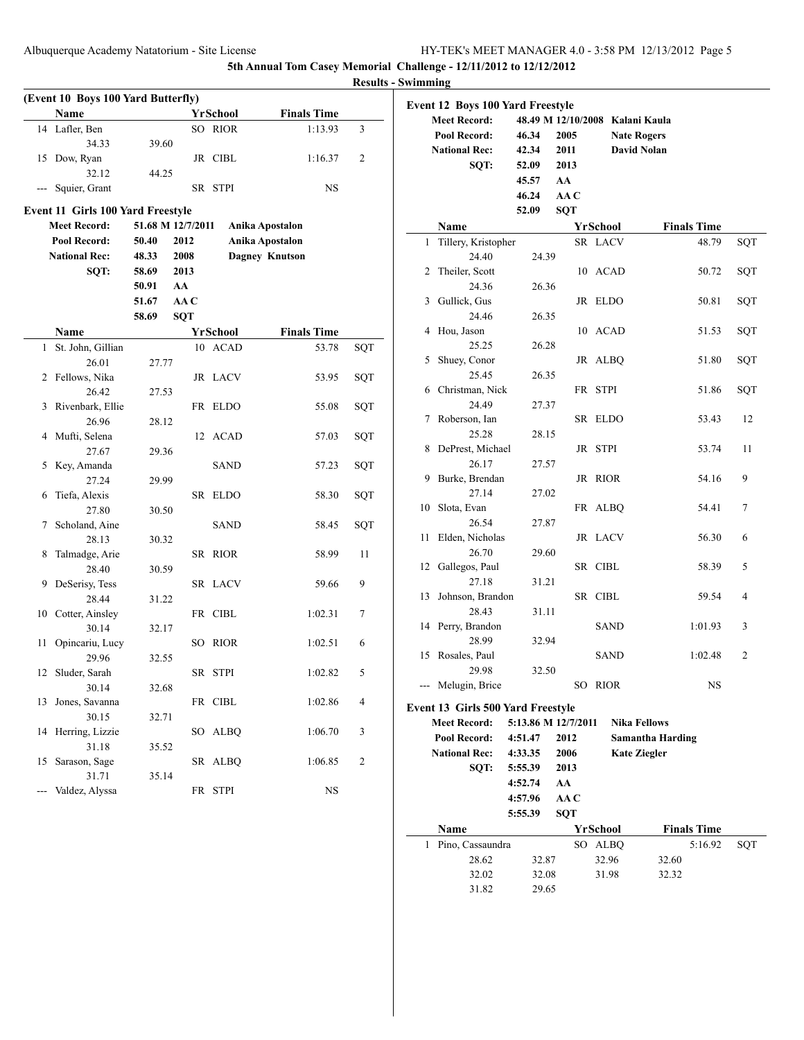## 5th Annual Tom Casey Memorial Challenge - 12/11/2012 to 12/12/2012

### Results - Swimming

**(Event 10 Boys 100 Yard Butterfly)**

| | Name | Yr | School | Finals Time | |
|---|---|---|---|---|---|
| 14 | Lafler, Ben | SO | RIOR | 1:13.93 | 3 |
| | 34.33 | 39.60 | | | |
| 15 | Dow, Ryan | JR | CIBL | 1:16.37 | 2 |
| | 32.12 | 44.25 | | | |
| --- | Squier, Grant | SR | STPI | NS | |

**Event 11 Girls 100 Yard Freestyle**

| | | | |
|---|---|---|---|
| Meet Record: | 51.68 M | 12/7/2011 | Anika Apostalon |
| Pool Record: | 50.40 | 2012 | Anika Apostalon |
| National Rec: | 48.33 | 2008 | Dagney Knutson |
| SQT: | 58.69 | 2013 | |
| | 50.91 | AA | |
| | 51.67 | AA C | |
| | 58.69 | SQT | |

| | Name | Yr | School | Finals Time | |
|---|---|---|---|---|---|
| 1 | St. John, Gillian | 10 | ACAD | 53.78 | SQT |
| | 26.01 | 27.77 | | | |
| 2 | Fellows, Nika | JR | LACV | 53.95 | SQT |
| | 26.42 | 27.53 | | | |
| 3 | Rivenbark, Ellie | FR | ELDO | 55.08 | SQT |
| | 26.96 | 28.12 | | | |
| 4 | Mufti, Selena | 12 | ACAD | 57.03 | SQT |
| | 27.67 | 29.36 | | | |
| 5 | Key, Amanda | | SAND | 57.23 | SQT |
| | 27.24 | 29.99 | | | |
| 6 | Tiefa, Alexis | SR | ELDO | 58.30 | SQT |
| | 27.80 | 30.50 | | | |
| 7 | Scholand, Aine | | SAND | 58.45 | SQT |
| | 28.13 | 30.32 | | | |
| 8 | Talmadge, Arie | SR | RIOR | 58.99 | 11 |
| | 28.40 | 30.59 | | | |
| 9 | DeSerisy, Tess | SR | LACV | 59.66 | 9 |
| | 28.44 | 31.22 | | | |
| 10 | Cotter, Ainsley | FR | CIBL | 1:02.31 | 7 |
| | 30.14 | 32.17 | | | |
| 11 | Opincariu, Lucy | SO | RIOR | 1:02.51 | 6 |
| | 29.96 | 32.55 | | | |
| 12 | Sluder, Sarah | SR | STPI | 1:02.82 | 5 |
| | 30.14 | 32.68 | | | |
| 13 | Jones, Savanna | FR | CIBL | 1:02.86 | 4 |
| | 30.15 | 32.71 | | | |
| 14 | Herring, Lizzie | SO | ALBQ | 1:06.70 | 3 |
| | 31.18 | 35.52 | | | |
| 15 | Sarason, Sage | SR | ALBQ | 1:06.85 | 2 |
| | 31.71 | 35.14 | | | |
| --- | Valdez, Alyssa | FR | STPI | NS | |

**Event 12 Boys 100 Yard Freestyle**

| | | | |
|---|---|---|---|
| Meet Record: | 48.49 M | 12/10/2008 | Kalani Kaula |
| Pool Record: | 46.34 | 2005 | Nate Rogers |
| National Rec: | 42.34 | 2011 | David Nolan |
| SQT: | 52.09 | 2013 | |
| | 45.57 | AA | |
| | 46.24 | AA C | |
| | 52.09 | SQT | |

| | Name | Yr | School | Finals Time | |
|---|---|---|---|---|---|
| 1 | Tillery, Kristopher | SR | LACV | 48.79 | SQT |
| | 24.40 | 24.39 | | | |
| 2 | Theiler, Scott | 10 | ACAD | 50.72 | SQT |
| | 24.36 | 26.36 | | | |
| 3 | Gullick, Gus | JR | ELDO | 50.81 | SQT |
| | 24.46 | 26.35 | | | |
| 4 | Hou, Jason | 10 | ACAD | 51.53 | SQT |
| | 25.25 | 26.28 | | | |
| 5 | Shuey, Conor | JR | ALBQ | 51.80 | SQT |
| | 25.45 | 26.35 | | | |
| 6 | Christman, Nick | FR | STPI | 51.86 | SQT |
| | 24.49 | 27.37 | | | |
| 7 | Roberson, Ian | SR | ELDO | 53.43 | 12 |
| | 25.28 | 28.15 | | | |
| 8 | DePrest, Michael | JR | STPI | 53.74 | 11 |
| | 26.17 | 27.57 | | | |
| 9 | Burke, Brendan | JR | RIOR | 54.16 | 9 |
| | 27.14 | 27.02 | | | |
| 10 | Slota, Evan | FR | ALBQ | 54.41 | 7 |
| | 26.54 | 27.87 | | | |
| 11 | Elden, Nicholas | JR | LACV | 56.30 | 6 |
| | 26.70 | 29.60 | | | |
| 12 | Gallegos, Paul | SR | CIBL | 58.39 | 5 |
| | 27.18 | 31.21 | | | |
| 13 | Johnson, Brandon | SR | CIBL | 59.54 | 4 |
| | 28.43 | 31.11 | | | |
| 14 | Perry, Brandon | | SAND | 1:01.93 | 3 |
| | 28.99 | 32.94 | | | |
| 15 | Rosales, Paul | | SAND | 1:02.48 | 2 |
| | 29.98 | 32.50 | | | |
| --- | Melugin, Brice | SO | RIOR | NS | |

**Event 13 Girls 500 Yard Freestyle**

| | | | |
|---|---|---|---|
| Meet Record: | 5:13.86 M | 12/7/2011 | Nika Fellows |
| Pool Record: | 4:51.47 | 2012 | Samantha Harding |
| National Rec: | 4:33.35 | 2006 | Kate Ziegler |
| SQT: | 5:55.39 | 2013 | |
| | 4:52.74 | AA | |
| | 4:57.96 | AA C | |
| | 5:55.39 | SQT | |

| | Name | Yr | School | Finals Time | |
|---|---|---|---|---|---|
| 1 | Pino, Cassaundra | SO | ALBQ | 5:16.92 | SQT |
| | 28.62 | 32.87 | 32.96 | 32.60 | |
| | 32.02 | 32.08 | 31.98 | 32.32 | |
| | 31.82 | 29.65 | | | |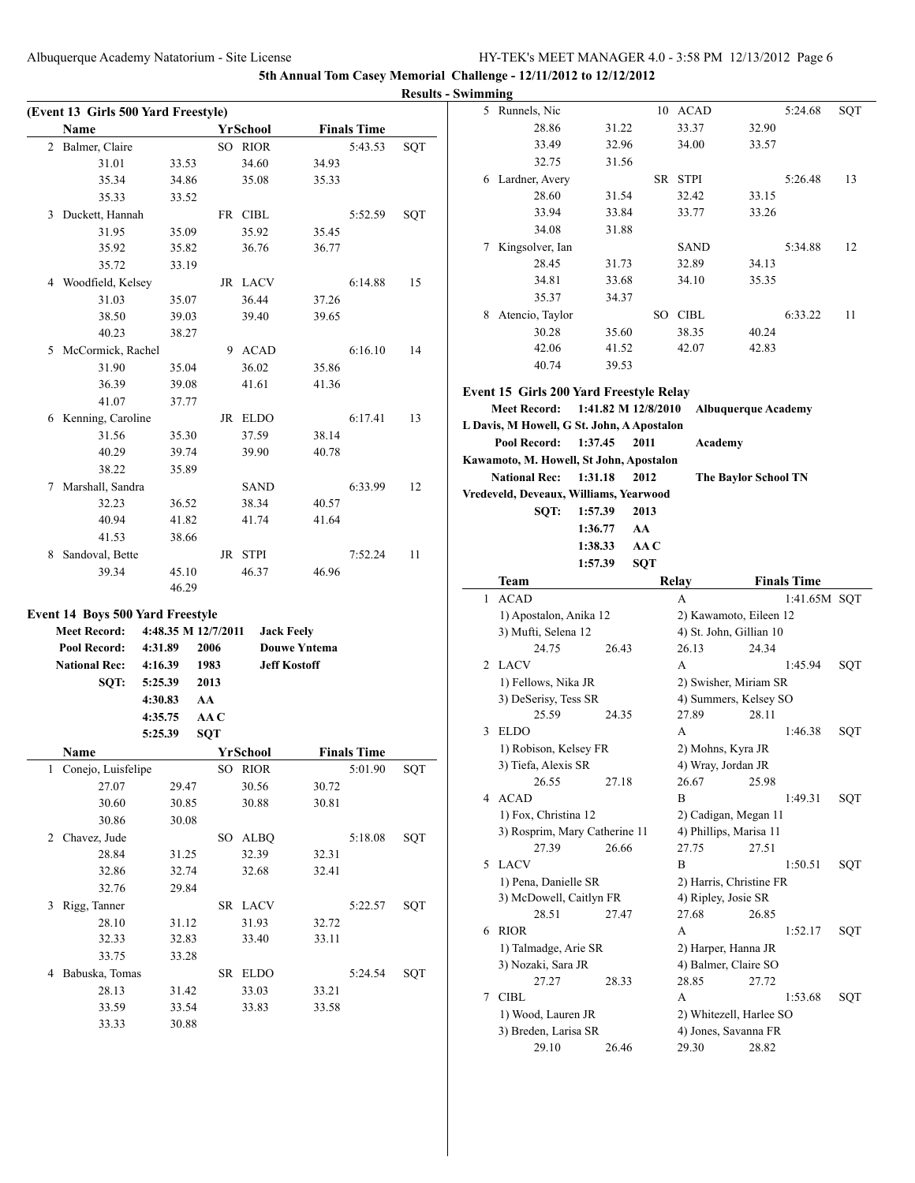## 5th Annual Tom Casey Memorial Challenge - 12/11/2012 to 12/12/2012

### Results - Swimming

#### (Event 13 Girls 500 Yard Freestyle)

| | Name | | YrSchool | | Finals Time | |
|---|---|---|---|---|---|---|
| 2 | Balmer, Claire | | SO RIOR | | 5:43.53 | SQT |
| | 31.01 | 33.53 | 34.60 | 34.93 | | |
| | 35.34 | 34.86 | 35.08 | 35.33 | | |
| | 35.33 | 33.52 | | | | |
| 3 | Duckett, Hannah | | FR CIBL | | 5:52.59 | SQT |
| | 31.95 | 35.09 | 35.92 | 35.45 | | |
| | 35.92 | 35.82 | 36.76 | 36.77 | | |
| | 35.72 | 33.19 | | | | |
| 4 | Woodfield, Kelsey | | JR LACV | | 6:14.88 | 15 |
| | 31.03 | 35.07 | 36.44 | 37.26 | | |
| | 38.50 | 39.03 | 39.40 | 39.65 | | |
| | 40.23 | 38.27 | | | | |
| 5 | McCormick, Rachel | | 9 ACAD | | 6:16.10 | 14 |
| | 31.90 | 35.04 | 36.02 | 35.86 | | |
| | 36.39 | 39.08 | 41.61 | 41.36 | | |
| | 41.07 | 37.77 | | | | |
| 6 | Kenning, Caroline | | JR ELDO | | 6:17.41 | 13 |
| | 31.56 | 35.30 | 37.59 | 38.14 | | |
| | 40.29 | 39.74 | 39.90 | 40.78 | | |
| | 38.22 | 35.89 | | | | |
| 7 | Marshall, Sandra | | SAND | | 6:33.99 | 12 |
| | 32.23 | 36.52 | 38.34 | 40.57 | | |
| | 40.94 | 41.82 | 41.74 | 41.64 | | |
| | 41.53 | 38.66 | | | | |
| 8 | Sandoval, Bette | | JR STPI | | 7:52.24 | 11 |
| | 39.34 | 45.10 | 46.37 | 46.96 | | |
| | | 46.29 | | | | |

#### Event 14 Boys 500 Yard Freestyle

| | | | |
|---|---|---|---|
| Meet Record: | 4:48.35 M 12/7/2011 | | Jack Feely |
| Pool Record: | 4:31.89 | 2006 | Douwe Yntema |
| National Rec: | 4:16.39 | 1983 | Jeff Kostoff |
| SQT: | 5:25.39 | 2013 | |
| | 4:30.83 | AA | |
| | 4:35.75 | AA C | |
| | 5:25.39 | SQT | |

| | Name | | YrSchool | | Finals Time | |
|---|---|---|---|---|---|---|
| 1 | Conejo, Luisfelipe | | SO RIOR | | 5:01.90 | SQT |
| | 27.07 | 29.47 | 30.56 | 30.72 | | |
| | 30.60 | 30.85 | 30.88 | 30.81 | | |
| | 30.86 | 30.08 | | | | |
| 2 | Chavez, Jude | | SO ALBQ | | 5:18.08 | SQT |
| | 28.84 | 31.25 | 32.39 | 32.31 | | |
| | 32.86 | 32.74 | 32.68 | 32.41 | | |
| | 32.76 | 29.84 | | | | |
| 3 | Rigg, Tanner | | SR LACV | | 5:22.57 | SQT |
| | 28.10 | 31.12 | 31.93 | 32.72 | | |
| | 32.33 | 32.83 | 33.40 | 33.11 | | |
| | 33.75 | 33.28 | | | | |
| 4 | Babuska, Tomas | | SR ELDO | | 5:24.54 | SQT |
| | 28.13 | 31.42 | 33.03 | 33.21 | | |
| | 33.59 | 33.54 | 33.83 | 33.58 | | |
| | 33.33 | 30.88 | | | | |
| 5 | Runnels, Nic | | 10 ACAD | | 5:24.68 | SQT |
| | 28.86 | 31.22 | 33.37 | 32.90 | | |
| | 33.49 | 32.96 | 34.00 | 33.57 | | |
| | 32.75 | 31.56 | | | | |
| 6 | Lardner, Avery | | SR STPI | | 5:26.48 | 13 |
| | 28.60 | 31.54 | 32.42 | 33.15 | | |
| | 33.94 | 33.84 | 33.77 | 33.26 | | |
| | 34.08 | 31.88 | | | | |
| 7 | Kingsolver, Ian | | SAND | | 5:34.88 | 12 |
| | 28.45 | 31.73 | 32.89 | 34.13 | | |
| | 34.81 | 33.68 | 34.10 | 35.35 | | |
| | 35.37 | 34.37 | | | | |
| 8 | Atencio, Taylor | | SO CIBL | | 6:33.22 | 11 |
| | 30.28 | 35.60 | 38.35 | 40.24 | | |
| | 42.06 | 41.52 | 42.07 | 42.83 | | |
| | 40.74 | 39.53 | | | | |

#### Event 15 Girls 200 Yard Freestyle Relay

| | | | |
|---|---|---|---|
| Meet Record: | 1:41.82 M 12/8/2010 | | Albuquerque Academy |
| L Davis, M Howell, G St. John, A Apostalon | | | |
| Pool Record: | 1:37.45 | 2011 | Academy |
| Kawamoto, M. Howell, St John, Apostalon | | | |
| National Rec: | 1:31.18 | 2012 | The Baylor School TN |
| Vredeveld, Deveaux, Williams, Yearwood | | | |
| SQT: | 1:57.39 | 2013 | |
| | 1:36.77 | AA | |
| | 1:38.33 | AA C | |
| | 1:57.39 | SQT | |

| | Team | | Relay | | Finals Time | |
|---|---|---|---|---|---|---|
| 1 | ACAD | | A | | 1:41.65M | SQT |
| | 1) Apostalon, Anika 12 | | 2) Kawamoto, Eileen 12 | | | |
| | 3) Mufti, Selena 12 | | 4) St. John, Gillian 10 | | | |
| | 24.75 | 26.43 | 26.13 | 24.34 | | |
| 2 | LACV | | A | | 1:45.94 | SQT |
| | 1) Fellows, Nika JR | | 2) Swisher, Miriam SR | | | |
| | 3) DeSerisy, Tess SR | | 4) Summers, Kelsey SO | | | |
| | 25.59 | 24.35 | 27.89 | 28.11 | | |
| 3 | ELDO | | A | | 1:46.38 | SQT |
| | 1) Robison, Kelsey FR | | 2) Mohns, Kyra JR | | | |
| | 3) Tiefa, Alexis SR | | 4) Wray, Jordan JR | | | |
| | 26.55 | 27.18 | 26.67 | 25.98 | | |
| 4 | ACAD | | B | | 1:49.31 | SQT |
| | 1) Fox, Christina 12 | | 2) Cadigan, Megan 11 | | | |
| | 3) Rosprim, Mary Catherine 11 | | 4) Phillips, Marisa 11 | | | |
| | 27.39 | 26.66 | 27.75 | 27.51 | | |
| 5 | LACV | | B | | 1:50.51 | SQT |
| | 1) Pena, Danielle SR | | 2) Harris, Christine FR | | | |
| | 3) McDowell, Caitlyn FR | | 4) Ripley, Josie SR | | | |
| | 28.51 | 27.47 | 27.68 | 26.85 | | |
| 6 | RIOR | | A | | 1:52.17 | SQT |
| | 1) Talmadge, Arie SR | | 2) Harper, Hanna JR | | | |
| | 3) Nozaki, Sara JR | | 4) Balmer, Claire SO | | | |
| | 27.27 | 28.33 | 28.85 | 27.72 | | |
| 7 | CIBL | | A | | 1:53.68 | SQT |
| | 1) Wood, Lauren JR | | 2) Whitezell, Harlee SO | | | |
| | 3) Breden, Larisa SR | | 4) Jones, Savanna FR | | | |
| | 29.10 | 26.46 | 29.30 | 28.82 | | |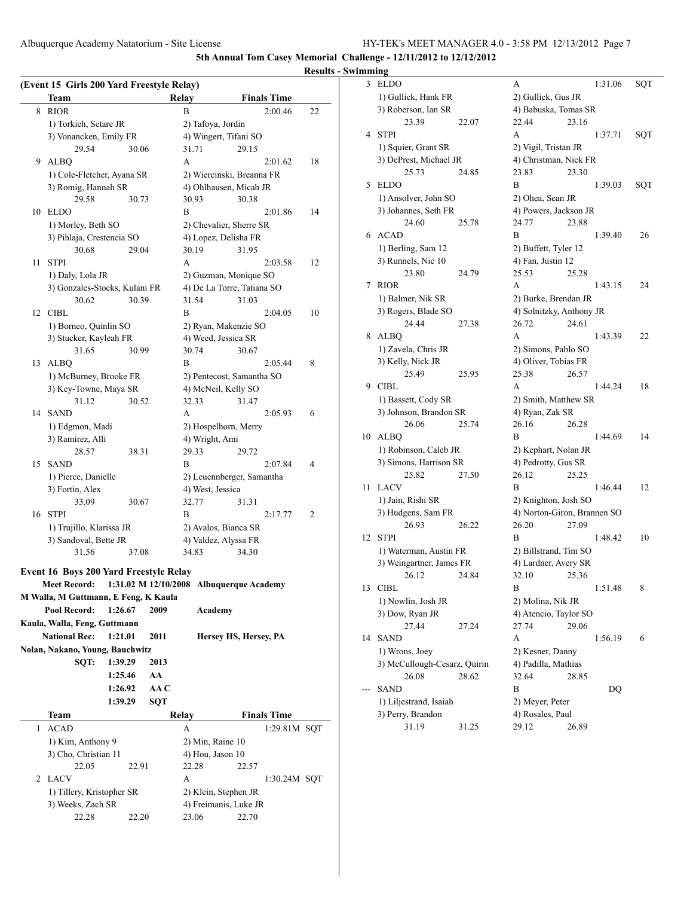**5th Annual Tom Casey Memorial Challenge - 12/11/2012 to 12/12/2012**

**Results - Swimming**

**(Event 15 Girls 200 Yard Freestyle Relay)**

| | Team | Relay | Finals Time | |
|---|---|---|---|---|
| 8 | RIOR | B | 2:00.46 | 22 |
| | 1) Torkieh, Setare JR | 2) Tafoya, Jordin | | |
| | 3) Vonancken, Emily FR | 4) Wingert, Tifani SO | | |
| | 29.54 30.06 | 31.71 29.15 | | |
| 9 | ALBQ | A | 2:01.62 | 18 |
| | 1) Cole-Fletcher, Ayana SR | 2) Wiercinski, Breanna FR | | |
| | 3) Romig, Hannah SR | 4) Ohlhausen, Micah JR | | |
| | 29.58 30.73 | 30.93 30.38 | | |
| 10 | ELDO | B | 2:01.86 | 14 |
| | 1) Morley, Beth SO | 2) Chevalier, Sherre SR | | |
| | 3) Pihlaja, Crestencia SO | 4) Lopez, Delisha FR | | |
| | 30.68 29.04 | 30.19 31.95 | | |
| 11 | STPI | A | 2:03.58 | 12 |
| | 1) Daly, Lola JR | 2) Guzman, Monique SO | | |
| | 3) Gonzales-Stocks, Kulani FR | 4) De La Torre, Tatiana SO | | |
| | 30.62 30.39 | 31.54 31.03 | | |
| 12 | CIBL | B | 2:04.05 | 10 |
| | 1) Borneo, Quinlin SO | 2) Ryan, Makenzie SO | | |
| | 3) Stucker, Kayleah FR | 4) Weed, Jessica SR | | |
| | 31.65 30.99 | 30.74 30.67 | | |
| 13 | ALBQ | B | 2:05.44 | 8 |
| | 1) McBurney, Brooke FR | 2) Pentecost, Samantha SO | | |
| | 3) Key-Towne, Maya SR | 4) McNeil, Kelly SO | | |
| | 31.12 30.52 | 32.33 31.47 | | |
| 14 | SAND | A | 2:05.93 | 6 |
| | 1) Edgmon, Madi | 2) Hospelhorn, Merry | | |
| | 3) Ramirez, Alli | 4) Wright, Ami | | |
| | 28.57 38.31 | 29.33 29.72 | | |
| 15 | SAND | B | 2:07.84 | 4 |
| | 1) Pierce, Danielle | 2) Leuennberger, Samantha | | |
| | 3) Fortin, Alex | 4) West, Jessica | | |
| | 33.09 30.67 | 32.77 31.31 | | |
| 16 | STPI | B | 2:17.77 | 2 |
| | 1) Trujillo, Klarissa JR | 2) Avalos, Bianca SR | | |
| | 3) Sandoval, Bette JR | 4) Valdez, Alyssa FR | | |
| | 31.56 37.08 | 34.83 34.30 | | |

**Event 16 Boys 200 Yard Freestyle Relay**

**Meet Record:** 1:31.02 M 12/10/2008 Albuquerque Academy
M Walla, M Guttmann, E Feng, K Kaula
**Pool Record:** 1:26.67 2009 Academy
Kaula, Walla, Feng, Guttmann
**National Rec:** 1:21.01 2011 Hersey HS, Hersey, PA
Nolan, Nakano, Young, Bauchwitz
**SQT:** 1:39.29 2013
1:25.46 AA
1:26.92 AA C
1:39.29 SQT

| | Team | Relay | Finals Time | |
|---|---|---|---|---|
| 1 | ACAD | A | 1:29.81M | SQT |
| | 1) Kim, Anthony 9 | 2) Min, Raine 10 | | |
| | 3) Cho, Christian 11 | 4) Hou, Jason 10 | | |
| | 22.05 22.91 | 22.28 22.57 | | |
| 2 | LACV | A | 1:30.24M | SQT |
| | 1) Tillery, Kristopher SR | 2) Klein, Stephen JR | | |
| | 3) Weeks, Zach SR | 4) Freimanis, Luke JR | | |
| | 22.28 22.20 | 23.06 22.70 | | |
| 3 | ELDO | A | 1:31.06 | SQT |
| | 1) Gullick, Hank FR | 2) Gullick, Gus JR | | |
| | 3) Roberson, Ian SR | 4) Babuska, Tomas SR | | |
| | 23.39 22.07 | 22.44 23.16 | | |
| 4 | STPI | A | 1:37.71 | SQT |
| | 1) Squier, Grant SR | 2) Vigil, Tristan JR | | |
| | 3) DePrest, Michael JR | 4) Christman, Nick FR | | |
| | 25.73 24.85 | 23.83 23.30 | | |
| 5 | ELDO | B | 1:39.03 | SQT |
| | 1) Ansolver, John SO | 2) Ohea, Sean JR | | |
| | 3) Johannes, Seth FR | 4) Powers, Jackson JR | | |
| | 24.60 25.78 | 24.77 23.88 | | |
| 6 | ACAD | B | 1:39.40 | 26 |
| | 1) Berling, Sam 12 | 2) Buffett, Tyler 12 | | |
| | 3) Runnels, Nic 10 | 4) Fan, Justin 12 | | |
| | 23.80 24.79 | 25.53 25.28 | | |
| 7 | RIOR | A | 1:43.15 | 24 |
| | 1) Balmer, Nik SR | 2) Burke, Brendan JR | | |
| | 3) Rogers, Blade SO | 4) Solnitzky, Anthony JR | | |
| | 24.44 27.38 | 26.72 24.61 | | |
| 8 | ALBQ | A | 1:43.39 | 22 |
| | 1) Zavela, Chris JR | 2) Simons, Pablo SO | | |
| | 3) Kelly, Nick JR | 4) Oliver, Tobias FR | | |
| | 25.49 25.95 | 25.38 26.57 | | |
| 9 | CIBL | A | 1:44.24 | 18 |
| | 1) Bassett, Cody SR | 2) Smith, Matthew SR | | |
| | 3) Johnson, Brandon SR | 4) Ryan, Zak SR | | |
| | 26.06 25.74 | 26.16 26.28 | | |
| 10 | ALBQ | B | 1:44.69 | 14 |
| | 1) Robinson, Caleb JR | 2) Kephart, Nolan JR | | |
| | 3) Simons, Harrison SR | 4) Pedrotty, Gus SR | | |
| | 25.82 27.50 | 26.12 25.25 | | |
| 11 | LACV | B | 1:46.44 | 12 |
| | 1) Jain, Rishi SR | 2) Knighton, Josh SO | | |
| | 3) Hudgens, Sam FR | 4) Norton-Giron, Brannen SO | | |
| | 26.93 26.22 | 26.20 27.09 | | |
| 12 | STPI | B | 1:48.42 | 10 |
| | 1) Waterman, Austin FR | 2) Billstrand, Tim SO | | |
| | 3) Weingartner, James FR | 4) Lardner, Avery SR | | |
| | 26.12 24.84 | 32.10 25.36 | | |
| 13 | CIBL | B | 1:51.48 | 8 |
| | 1) Nowlin, Josh JR | 2) Molina, Nik JR | | |
| | 3) Dow, Ryan JR | 4) Atencio, Taylor SO | | |
| | 27.44 27.24 | 27.74 29.06 | | |
| 14 | SAND | A | 1:56.19 | 6 |
| | 1) Wrons, Joey | 2) Kesner, Danny | | |
| | 3) McCullough-Cesarz, Quirin | 4) Padilla, Mathias | | |
| | 26.08 28.62 | 32.64 28.85 | | |
| --- | SAND | B | DQ | |
| | 1) Liljestrand, Isaiah | 2) Meyer, Peter | | |
| | 3) Perry, Brandon | 4) Rosales, Paul | | |
| | 31.19 31.25 | 29.12 26.89 | | |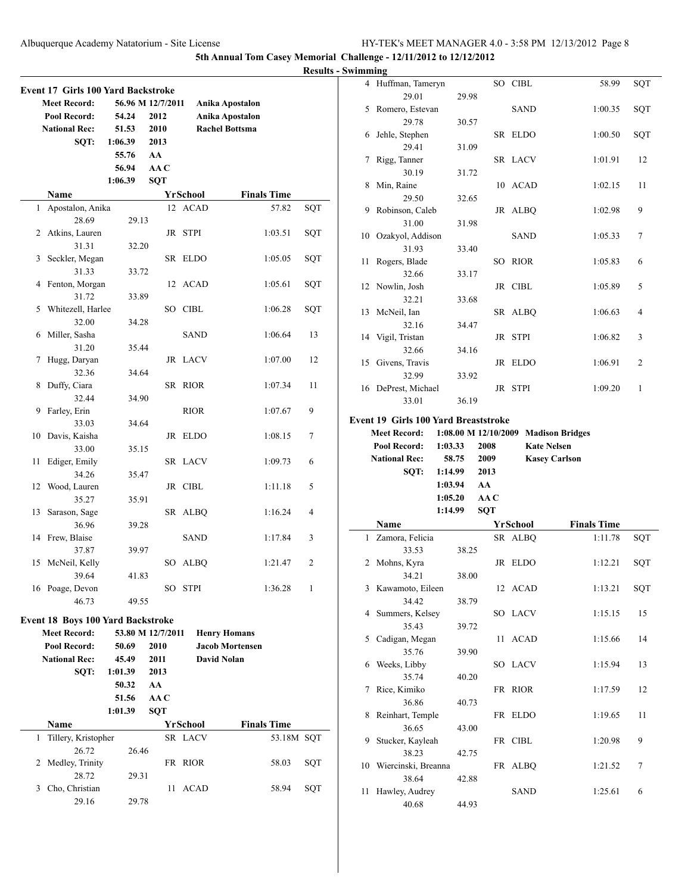**5th Annual Tom Casey Memorial Challenge - 12/11/2012 to 12/12/2012**

**Results - Swimming**

### Event 17 Girls 100 Yard Backstroke

| | | | |
|---|---|---|---|
| **Meet Record:** | 56.96 M | 12/7/2011 | Anika Apostalon |
| **Pool Record:** | 54.24 | 2012 | Anika Apostalon |
| **National Rec:** | 51.53 | 2010 | Rachel Bottsma |
| **SQT:** | 1:06.39 | 2013 | |
| | 55.76 | AA | |
| | 56.94 | AA C | |
| | 1:06.39 | SQT | |

| | Name | Yr | School | Finals Time | |
|---|---|---|---|---|---|
| 1 | Apostalon, Anika | 12 | ACAD | 57.82 | SQT |
| | 28.69 | 29.13 | | | |
| 2 | Atkins, Lauren | JR | STPI | 1:03.51 | SQT |
| | 31.31 | 32.20 | | | |
| 3 | Seckler, Megan | SR | ELDO | 1:05.05 | SQT |
| | 31.33 | 33.72 | | | |
| 4 | Fenton, Morgan | 12 | ACAD | 1:05.61 | SQT |
| | 31.72 | 33.89 | | | |
| 5 | Whitezell, Harlee | SO | CIBL | 1:06.28 | SQT |
| | 32.00 | 34.28 | | | |
| 6 | Miller, Sasha | | SAND | 1:06.64 | 13 |
| | 31.20 | 35.44 | | | |
| 7 | Hugg, Daryan | JR | LACV | 1:07.00 | 12 |
| | 32.36 | 34.64 | | | |
| 8 | Duffy, Ciara | SR | RIOR | 1:07.34 | 11 |
| | 32.44 | 34.90 | | | |
| 9 | Farley, Erin | | RIOR | 1:07.67 | 9 |
| | 33.03 | 34.64 | | | |
| 10 | Davis, Kaisha | JR | ELDO | 1:08.15 | 7 |
| | 33.00 | 35.15 | | | |
| 11 | Ediger, Emily | SR | LACV | 1:09.73 | 6 |
| | 34.26 | 35.47 | | | |
| 12 | Wood, Lauren | JR | CIBL | 1:11.18 | 5 |
| | 35.27 | 35.91 | | | |
| 13 | Sarason, Sage | SR | ALBQ | 1:16.24 | 4 |
| | 36.96 | 39.28 | | | |
| 14 | Frew, Blaise | | SAND | 1:17.84 | 3 |
| | 37.87 | 39.97 | | | |
| 15 | McNeil, Kelly | SO | ALBQ | 1:21.47 | 2 |
| | 39.64 | 41.83 | | | |
| 16 | Poage, Devon | SO | STPI | 1:36.28 | 1 |
| | 46.73 | 49.55 | | | |

### Event 18 Boys 100 Yard Backstroke

| | | | |
|---|---|---|---|
| **Meet Record:** | 53.80 M | 12/7/2011 | Henry Homans |
| **Pool Record:** | 50.69 | 2010 | Jacob Mortensen |
| **National Rec:** | 45.49 | 2011 | David Nolan |
| **SQT:** | 1:01.39 | 2013 | |
| | 50.32 | AA | |
| | 51.56 | AA C | |
| | 1:01.39 | SQT | |

| | Name | Yr | School | Finals Time | |
|---|---|---|---|---|---|
| 1 | Tillery, Kristopher | SR | LACV | 53.18M | SQT |
| | 26.72 | 26.46 | | | |
| 2 | Medley, Trinity | FR | RIOR | 58.03 | SQT |
| | 28.72 | 29.31 | | | |
| 3 | Cho, Christian | 11 | ACAD | 58.94 | SQT |
| | 29.16 | 29.78 | | | |
| 4 | Huffman, Tameryn | SO | CIBL | 58.99 | SQT |
| | 29.01 | 29.98 | | | |
| 5 | Romero, Estevan | | SAND | 1:00.35 | SQT |
| | 29.78 | 30.57 | | | |
| 6 | Jehle, Stephen | SR | ELDO | 1:00.50 | SQT |
| | 29.41 | 31.09 | | | |
| 7 | Rigg, Tanner | SR | LACV | 1:01.91 | 12 |
| | 30.19 | 31.72 | | | |
| 8 | Min, Raine | 10 | ACAD | 1:02.15 | 11 |
| | 29.50 | 32.65 | | | |
| 9 | Robinson, Caleb | JR | ALBQ | 1:02.98 | 9 |
| | 31.00 | 31.98 | | | |
| 10 | Ozakyol, Addison | | SAND | 1:05.33 | 7 |
| | 31.93 | 33.40 | | | |
| 11 | Rogers, Blade | SO | RIOR | 1:05.83 | 6 |
| | 32.66 | 33.17 | | | |
| 12 | Nowlin, Josh | JR | CIBL | 1:05.89 | 5 |
| | 32.21 | 33.68 | | | |
| 13 | McNeil, Ian | SR | ALBQ | 1:06.63 | 4 |
| | 32.16 | 34.47 | | | |
| 14 | Vigil, Tristan | JR | STPI | 1:06.82 | 3 |
| | 32.66 | 34.16 | | | |
| 15 | Givens, Travis | JR | ELDO | 1:06.91 | 2 |
| | 32.99 | 33.92 | | | |
| 16 | DePrest, Michael | JR | STPI | 1:09.20 | 1 |
| | 33.01 | 36.19 | | | |

### Event 19 Girls 100 Yard Breaststroke

| | | | |
|---|---|---|---|
| **Meet Record:** | 1:08.00 M | 12/10/2009 | Madison Bridges |
| **Pool Record:** | 1:03.33 | 2008 | Kate Nelsen |
| **National Rec:** | 58.75 | 2009 | Kasey Carlson |
| **SQT:** | 1:14.99 | 2013 | |
| | 1:03.94 | AA | |
| | 1:05.20 | AA C | |
| | 1:14.99 | SQT | |

| | Name | Yr | School | Finals Time | |
|---|---|---|---|---|---|
| 1 | Zamora, Felicia | SR | ALBQ | 1:11.78 | SQT |
| | 33.53 | 38.25 | | | |
| 2 | Mohns, Kyra | JR | ELDO | 1:12.21 | SQT |
| | 34.21 | 38.00 | | | |
| 3 | Kawamoto, Eileen | 12 | ACAD | 1:13.21 | SQT |
| | 34.42 | 38.79 | | | |
| 4 | Summers, Kelsey | SO | LACV | 1:15.15 | 15 |
| | 35.43 | 39.72 | | | |
| 5 | Cadigan, Megan | 11 | ACAD | 1:15.66 | 14 |
| | 35.76 | 39.90 | | | |
| 6 | Weeks, Libby | SO | LACV | 1:15.94 | 13 |
| | 35.74 | 40.20 | | | |
| 7 | Rice, Kimiko | FR | RIOR | 1:17.59 | 12 |
| | 36.86 | 40.73 | | | |
| 8 | Reinhart, Temple | FR | ELDO | 1:19.65 | 11 |
| | 36.65 | 43.00 | | | |
| 9 | Stucker, Kayleah | FR | CIBL | 1:20.98 | 9 |
| | 38.23 | 42.75 | | | |
| 10 | Wiercinski, Breanna | FR | ALBQ | 1:21.52 | 7 |
| | 38.64 | 42.88 | | | |
| 11 | Hawley, Audrey | | SAND | 1:25.61 | 6 |
| | 40.68 | 44.93 | | | |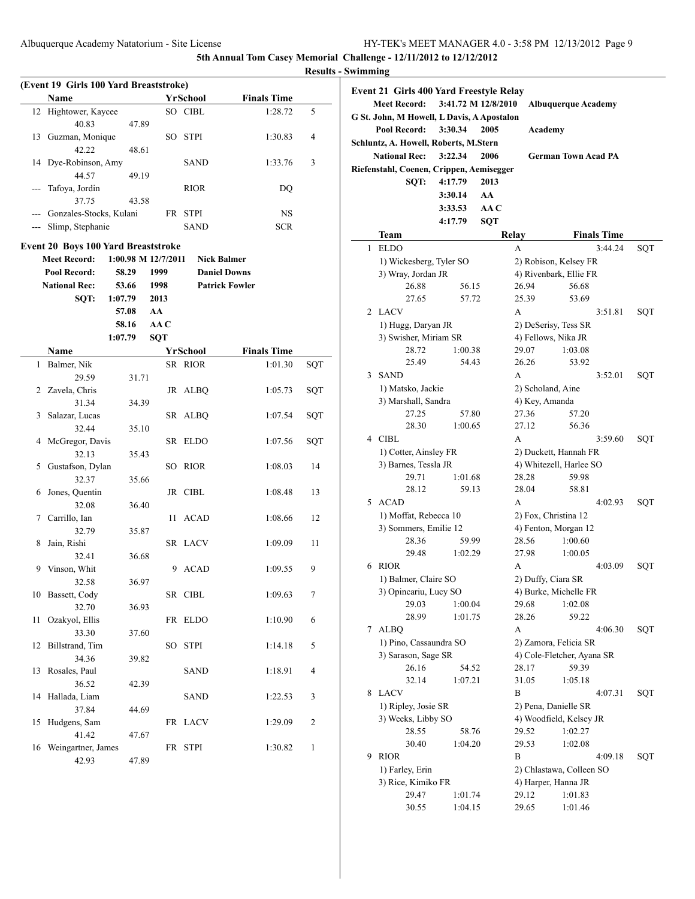**5th Annual Tom Casey Memorial Challenge - 12/11/2012 to 12/12/2012**

**Results - Swimming**

### (Event 19 Girls 100 Yard Breaststroke)

| | Name | Yr | School | Finals Time | |
|---|---|---|---|---|---|
| 12 | Hightower, Kaycee | SO | CIBL | 1:28.72 | 5 |
| | 40.83 47.89 | | | | |
| 13 | Guzman, Monique | SO | STPI | 1:30.83 | 4 |
| | 42.22 48.61 | | | | |
| 14 | Dye-Robinson, Amy | | SAND | 1:33.76 | 3 |
| | 44.57 49.19 | | | | |
| --- | Tafoya, Jordin | | RIOR | DQ | |
| | 37.75 43.58 | | | | |
| --- | Gonzales-Stocks, Kulani | FR | STPI | NS | |
| --- | Slimp, Stephanie | | SAND | SCR | |

### Event 20 Boys 100 Yard Breaststroke

| | | | |
|---|---|---|---|
| Meet Record: | 1:00.98 M 12/7/2011 | | Nick Balmer |
| Pool Record: | 58.29 | 1999 | Daniel Downs |
| National Rec: | 53.66 | 1998 | Patrick Fowler |
| SQT: | 1:07.79 | 2013 | |
| | 57.08 | AA | |
| | 58.16 | AA C | |
| | 1:07.79 | SQT | |

| | Name | Yr | School | Finals Time | |
|---|---|---|---|---|---|
| 1 | Balmer, Nik | SR | RIOR | 1:01.30 | SQT |
| | 29.59 31.71 | | | | |
| 2 | Zavela, Chris | JR | ALBQ | 1:05.73 | SQT |
| | 31.34 34.39 | | | | |
| 3 | Salazar, Lucas | SR | ALBQ | 1:07.54 | SQT |
| | 32.44 35.10 | | | | |
| 4 | McGregor, Davis | SR | ELDO | 1:07.56 | SQT |
| | 32.13 35.43 | | | | |
| 5 | Gustafson, Dylan | SO | RIOR | 1:08.03 | 14 |
| | 32.37 35.66 | | | | |
| 6 | Jones, Quentin | JR | CIBL | 1:08.48 | 13 |
| | 32.08 36.40 | | | | |
| 7 | Carrillo, Ian | 11 | ACAD | 1:08.66 | 12 |
| | 32.79 35.87 | | | | |
| 8 | Jain, Rishi | SR | LACV | 1:09.09 | 11 |
| | 32.41 36.68 | | | | |
| 9 | Vinson, Whit | 9 | ACAD | 1:09.55 | 9 |
| | 32.58 36.97 | | | | |
| 10 | Bassett, Cody | SR | CIBL | 1:09.63 | 7 |
| | 32.70 36.93 | | | | |
| 11 | Ozakyol, Ellis | FR | ELDO | 1:10.90 | 6 |
| | 33.30 37.60 | | | | |
| 12 | Billstrand, Tim | SO | STPI | 1:14.18 | 5 |
| | 34.36 39.82 | | | | |
| 13 | Rosales, Paul | | SAND | 1:18.91 | 4 |
| | 36.52 42.39 | | | | |
| 14 | Hallada, Liam | | SAND | 1:22.53 | 3 |
| | 37.84 44.69 | | | | |
| 15 | Hudgens, Sam | FR | LACV | 1:29.09 | 2 |
| | 41.42 47.67 | | | | |
| 16 | Weingartner, James | FR | STPI | 1:30.82 | 1 |
| | 42.93 47.89 | | | | |

### Event 21 Girls 400 Yard Freestyle Relay

| | | | |
|---|---|---|---|
| Meet Record: | 3:41.72 M 12/8/2010 | | Albuquerque Academy |
| G St. John, M Howell, L Davis, A Apostalon | | | |
| Pool Record: | 3:30.34 | 2005 | Academy |
| Schluntz, A. Howell, Roberts, M.Stern | | | |
| National Rec: | 3:22.34 | 2006 | German Town Acad PA |
| Riefenstahl, Coenen, Crippen, Aemisegger | | | |
| SQT: | 4:17.79 | 2013 | |
| | 3:30.14 | AA | |
| | 3:33.53 | AA C | |
| | 4:17.79 | SQT | |

| | Team | Relay | Finals Time | |
|---|---|---|---|---|
| 1 | ELDO | A | 3:44.24 | SQT |
| | 1) Wickesberg, Tyler SO | 2) Robison, Kelsey FR | | |
| | 3) Wray, Jordan JR | 4) Rivenbark, Ellie FR | | |
| | 26.88 56.15 | 26.94 56.68 | | |
| | 27.65 57.72 | 25.39 53.69 | | |
| 2 | LACV | A | 3:51.81 | SQT |
| | 1) Hugg, Daryan JR | 2) DeSerisy, Tess SR | | |
| | 3) Swisher, Miriam SR | 4) Fellows, Nika JR | | |
| | 28.72 1:00.38 | 29.07 1:03.08 | | |
| | 25.49 54.43 | 26.26 53.92 | | |
| 3 | SAND | A | 3:52.01 | SQT |
| | 1) Matsko, Jackie | 2) Scholand, Aine | | |
| | 3) Marshall, Sandra | 4) Key, Amanda | | |
| | 27.25 57.80 | 27.36 57.20 | | |
| | 28.30 1:00.65 | 27.12 56.36 | | |
| 4 | CIBL | A | 3:59.60 | SQT |
| | 1) Cotter, Ainsley FR | 2) Duckett, Hannah FR | | |
| | 3) Barnes, Tessla JR | 4) Whitezell, Harlee SO | | |
| | 29.71 1:01.68 | 28.28 59.98 | | |
| | 28.12 59.13 | 28.04 58.81 | | |
| 5 | ACAD | A | 4:02.93 | SQT |
| | 1) Moffat, Rebecca 10 | 2) Fox, Christina 12 | | |
| | 3) Sommers, Emilie 12 | 4) Fenton, Morgan 12 | | |
| | 28.36 59.99 | 28.56 1:00.60 | | |
| | 29.48 1:02.29 | 27.98 1:00.05 | | |
| 6 | RIOR | A | 4:03.09 | SQT |
| | 1) Balmer, Claire SO | 2) Duffy, Ciara SR | | |
| | 3) Opincariu, Lucy SO | 4) Burke, Michelle FR | | |
| | 29.03 1:00.04 | 29.68 1:02.08 | | |
| | 28.99 1:01.75 | 28.26 59.22 | | |
| 7 | ALBQ | A | 4:06.30 | SQT |
| | 1) Pino, Cassaundra SO | 2) Zamora, Felicia SR | | |
| | 3) Sarason, Sage SR | 4) Cole-Fletcher, Ayana SR | | |
| | 26.16 54.52 | 28.17 59.39 | | |
| | 32.14 1:07.21 | 31.05 1:05.18 | | |
| 8 | LACV | B | 4:07.31 | SQT |
| | 1) Ripley, Josie SR | 2) Pena, Danielle SR | | |
| | 3) Weeks, Libby SO | 4) Woodfield, Kelsey JR | | |
| | 28.55 58.76 | 29.52 1:02.27 | | |
| | 30.40 1:04.20 | 29.53 1:02.08 | | |
| 9 | RIOR | B | 4:09.18 | SQT |
| | 1) Farley, Erin | 2) Chlastawa, Colleen SO | | |
| | 3) Rice, Kimiko FR | 4) Harper, Hanna JR | | |
| | 29.47 1:01.74 | 29.12 1:01.83 | | |
| | 30.55 1:04.15 | 29.65 1:01.46 | | |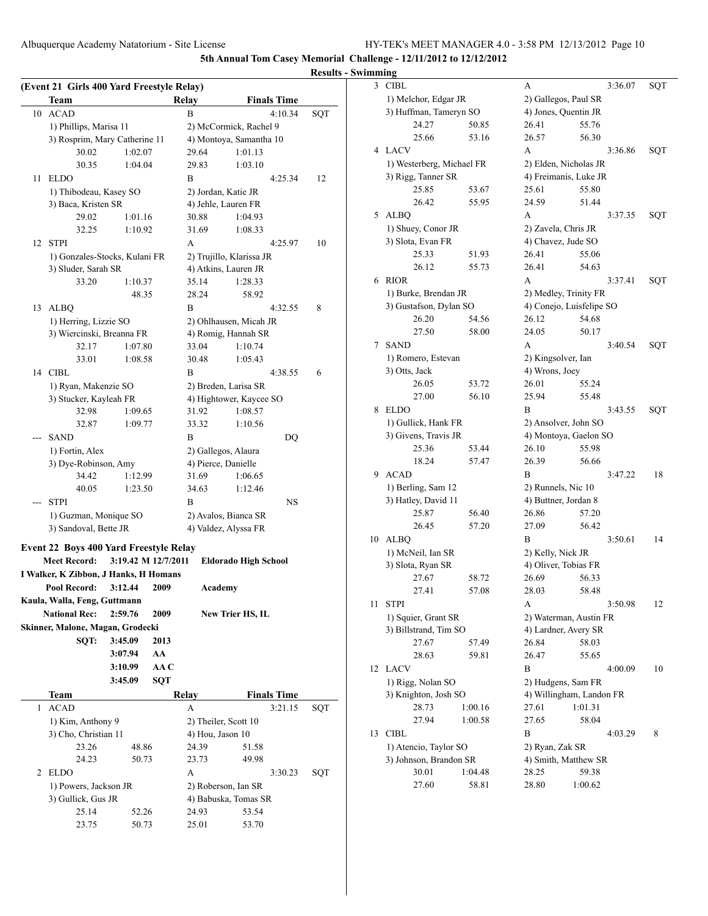**5th Annual Tom Casey Memorial Challenge - 12/11/2012 to 12/12/2012**

**Results - Swimming**

**(Event 21 Girls 400 Yard Freestyle Relay)**

| | Team | | Relay | Finals Time | |
|---|---|---|---|---|---|
| 10 | ACAD | | B | 4:10.34 | SQT |
| | 1) Phillips, Marisa 11 | | 2) McCormick, Rachel 9 | | |
| | 3) Rosprim, Mary Catherine 11 | | 4) Montoya, Samantha 10 | | |
| | 30.02 | 1:02.07 | 29.64 | 1:01.13 | |
| | 30.35 | 1:04.04 | 29.83 | 1:03.10 | |
| 11 | ELDO | | B | 4:25.34 | 12 |
| | 1) Thibodeau, Kasey SO | | 2) Jordan, Katie JR | | |
| | 3) Baca, Kristen SR | | 4) Jehle, Lauren FR | | |
| | 29.02 | 1:01.16 | 30.88 | 1:04.93 | |
| | 32.25 | 1:10.92 | 31.69 | 1:08.33 | |
| 12 | STPI | | A | 4:25.97 | 10 |
| | 1) Gonzales-Stocks, Kulani FR | | 2) Trujillo, Klarissa JR | | |
| | 3) Sluder, Sarah SR | | 4) Atkins, Lauren JR | | |
| | 33.20 | 1:10.37 | 35.14 | 1:28.33 | |
| | | 48.35 | 28.24 | 58.92 | |
| 13 | ALBQ | | B | 4:32.55 | 8 |
| | 1) Herring, Lizzie SO | | 2) Ohlhausen, Micah JR | | |
| | 3) Wiercinski, Breanna FR | | 4) Romig, Hannah SR | | |
| | 32.17 | 1:07.80 | 33.04 | 1:10.74 | |
| | 33.01 | 1:08.58 | 30.48 | 1:05.43 | |
| 14 | CIBL | | B | 4:38.55 | 6 |
| | 1) Ryan, Makenzie SO | | 2) Breden, Larisa SR | | |
| | 3) Stucker, Kayleah FR | | 4) Hightower, Kaycee SO | | |
| | 32.98 | 1:09.65 | 31.92 | 1:08.57 | |
| | 32.87 | 1:09.77 | 33.32 | 1:10.56 | |
| --- | SAND | | B | DQ | |
| | 1) Fortin, Alex | | 2) Gallegos, Alaura | | |
| | 3) Dye-Robinson, Amy | | 4) Pierce, Danielle | | |
| | 34.42 | 1:12.99 | 31.69 | 1:06.65 | |
| | 40.05 | 1:23.50 | 34.63 | 1:12.46 | |
| --- | STPI | | B | NS | |
| | 1) Guzman, Monique SO | | 2) Avalos, Bianca SR | | |
| | 3) Sandoval, Bette JR | | 4) Valdez, Alyssa FR | | |

**Event 22 Boys 400 Yard Freestyle Relay**

Meet Record: 3:19.42 M 12/7/2011 Eldorado High School
I Walker, K Zibbon, J Hanks, H Homans

Pool Record: 3:12.44 2009 Academy
Kaula, Walla, Feng, Guttmann

National Rec: 2:59.76 2009 New Trier HS, IL
Skinner, Malone, Magan, Grodecki

SQT: 3:45.09 2013
3:07.94 AA
3:10.99 AA C
3:45.09 SQT

| | Team | | Relay | Finals Time | |
|---|---|---|---|---|---|
| 1 | ACAD | | A | 3:21.15 | SQT |
| | 1) Kim, Anthony 9 | | 2) Theiler, Scott 10 | | |
| | 3) Cho, Christian 11 | | 4) Hou, Jason 10 | | |
| | 23.26 | 48.86 | 24.39 | 51.58 | |
| | 24.23 | 50.73 | 23.73 | 49.98 | |
| 2 | ELDO | | A | 3:30.23 | SQT |
| | 1) Powers, Jackson JR | | 2) Roberson, Ian SR | | |
| | 3) Gullick, Gus JR | | 4) Babuska, Tomas SR | | |
| | 25.14 | 52.26 | 24.93 | 53.54 | |
| | 23.75 | 50.73 | 25.01 | 53.70 | |
| 3 | CIBL | | A | 3:36.07 | SQT |
| | 1) Melchor, Edgar JR | | 2) Gallegos, Paul SR | | |
| | 3) Huffman, Tameryn SO | | 4) Jones, Quentin JR | | |
| | 24.27 | 50.85 | 26.41 | 55.76 | |
| | 25.66 | 53.16 | 26.57 | 56.30 | |
| 4 | LACV | | A | 3:36.86 | SQT |
| | 1) Westerberg, Michael FR | | 2) Elden, Nicholas JR | | |
| | 3) Rigg, Tanner SR | | 4) Freimanis, Luke JR | | |
| | 25.85 | 53.67 | 25.61 | 55.80 | |
| | 26.42 | 55.95 | 24.59 | 51.44 | |
| 5 | ALBQ | | A | 3:37.35 | SQT |
| | 1) Shuey, Conor JR | | 2) Zavela, Chris JR | | |
| | 3) Slota, Evan FR | | 4) Chavez, Jude SO | | |
| | 25.33 | 51.93 | 26.41 | 55.06 | |
| | 26.12 | 55.73 | 26.41 | 54.63 | |
| 6 | RIOR | | A | 3:37.41 | SQT |
| | 1) Burke, Brendan JR | | 2) Medley, Trinity FR | | |
| | 3) Gustafson, Dylan SO | | 4) Conejo, Luisfelipe SO | | |
| | 26.20 | 54.56 | 26.12 | 54.68 | |
| | 27.50 | 58.00 | 24.05 | 50.17 | |
| 7 | SAND | | A | 3:40.54 | SQT |
| | 1) Romero, Estevan | | 2) Kingsolver, Ian | | |
| | 3) Otts, Jack | | 4) Wrons, Joey | | |
| | 26.05 | 53.72 | 26.01 | 55.24 | |
| | 27.00 | 56.10 | 25.94 | 55.48 | |
| 8 | ELDO | | B | 3:43.55 | SQT |
| | 1) Gullick, Hank FR | | 2) Ansolver, John SO | | |
| | 3) Givens, Travis JR | | 4) Montoya, Gaelon SO | | |
| | 25.36 | 53.44 | 26.10 | 55.98 | |
| | 18.24 | 57.47 | 26.39 | 56.66 | |
| 9 | ACAD | | B | 3:47.22 | 18 |
| | 1) Berling, Sam 12 | | 2) Runnels, Nic 10 | | |
| | 3) Hatley, David 11 | | 4) Buttner, Jordan 8 | | |
| | 25.87 | 56.40 | 26.86 | 57.20 | |
| | 26.45 | 57.20 | 27.09 | 56.42 | |
| 10 | ALBQ | | B | 3:50.61 | 14 |
| | 1) McNeil, Ian SR | | 2) Kelly, Nick JR | | |
| | 3) Slota, Ryan SR | | 4) Oliver, Tobias FR | | |
| | 27.67 | 58.72 | 26.69 | 56.33 | |
| | 27.41 | 57.08 | 28.03 | 58.48 | |
| 11 | STPI | | A | 3:50.98 | 12 |
| | 1) Squier, Grant SR | | 2) Waterman, Austin FR | | |
| | 3) Billstrand, Tim SO | | 4) Lardner, Avery SR | | |
| | 27.67 | 57.49 | 26.84 | 58.03 | |
| | 28.63 | 59.81 | 26.47 | 55.65 | |
| 12 | LACV | | B | 4:00.09 | 10 |
| | 1) Rigg, Nolan SO | | 2) Hudgens, Sam FR | | |
| | 3) Knighton, Josh SO | | 4) Willingham, Landon FR | | |
| | 28.73 | 1:00.16 | 27.61 | 1:01.31 | |
| | 27.94 | 1:00.58 | 27.65 | 58.04 | |
| 13 | CIBL | | B | 4:03.29 | 8 |
| | 1) Atencio, Taylor SO | | 2) Ryan, Zak SR | | |
| | 3) Johnson, Brandon SR | | 4) Smith, Matthew SR | | |
| | 30.01 | 1:04.48 | 28.25 | 59.38 | |
| | 27.60 | 58.81 | 28.80 | 1:00.62 | |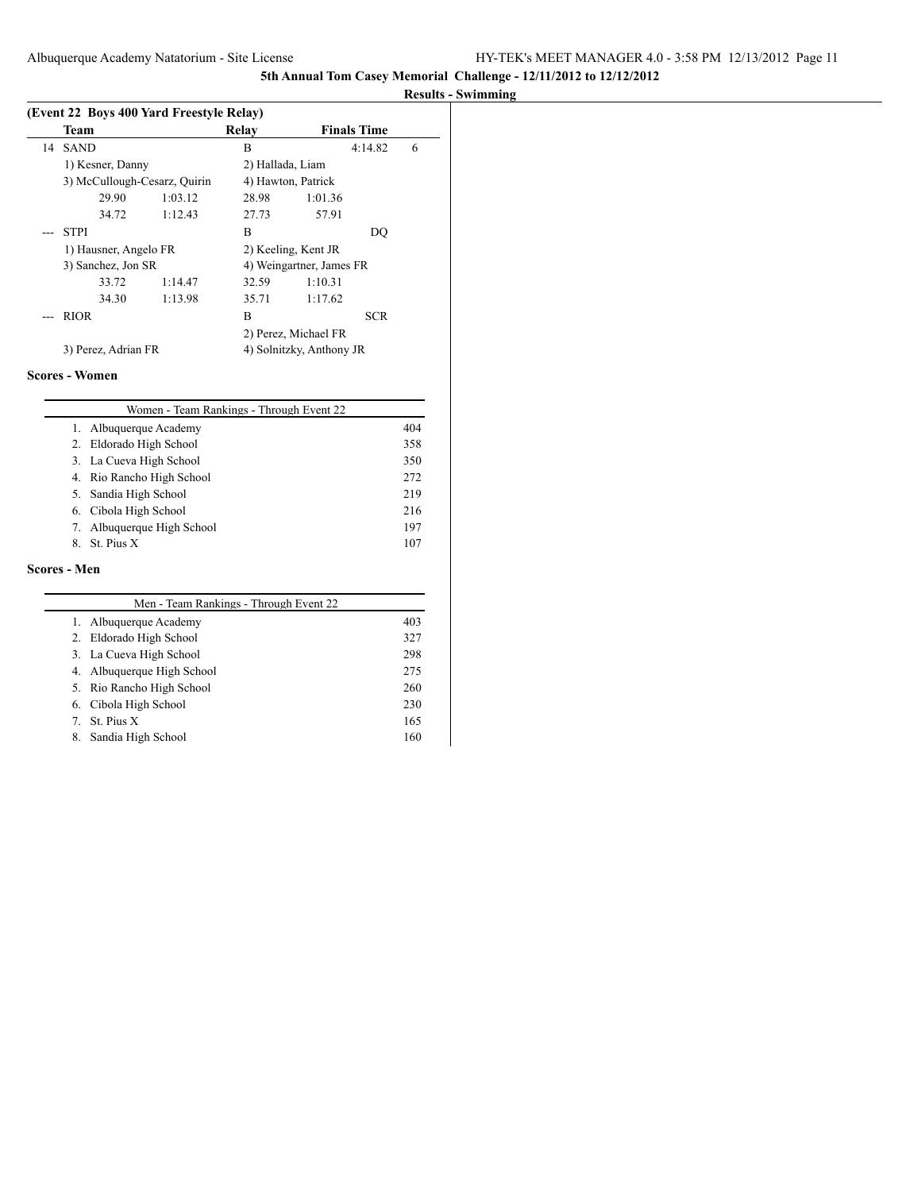5th Annual Tom Casey Memorial Challenge - 12/11/2012 to 12/12/2012

Results - Swimming

**(Event 22 Boys 400 Yard Freestyle Relay)**

| | Team | | Relay | Finals Time | |
|---|---|---|---|---|---|
| 14 | SAND | | B | 4:14.82 | 6 |
| | 1) Kesner, Danny | | 2) Hallada, Liam | | |
| | 3) McCullough-Cesarz, Quirin | | 4) Hawton, Patrick | | |
| | 29.90 | 1:03.12 | 28.98 | 1:01.36 | |
| | 34.72 | 1:12.43 | 27.73 | 57.91 | |
| --- | STPI | | B | DQ | |
| | 1) Hausner, Angelo FR | | 2) Keeling, Kent JR | | |
| | 3) Sanchez, Jon SR | | 4) Weingartner, James FR | | |
| | 33.72 | 1:14.47 | 32.59 | 1:10.31 | |
| | 34.30 | 1:13.98 | 35.71 | 1:17.62 | |
| --- | RIOR | | B | SCR | |
| | | | 2) Perez, Michael FR | | |
| | 3) Perez, Adrian FR | | 4) Solnitzky, Anthony JR | | |

## Scores - Women

| Women - Team Rankings - Through Event 22 | |
|---|---|
| 1. Albuquerque Academy | 404 |
| 2. Eldorado High School | 358 |
| 3. La Cueva High School | 350 |
| 4. Rio Rancho High School | 272 |
| 5. Sandia High School | 219 |
| 6. Cibola High School | 216 |
| 7. Albuquerque High School | 197 |
| 8. St. Pius X | 107 |

## Scores - Men

| Men - Team Rankings - Through Event 22 | |
|---|---|
| 1. Albuquerque Academy | 403 |
| 2. Eldorado High School | 327 |
| 3. La Cueva High School | 298 |
| 4. Albuquerque High School | 275 |
| 5. Rio Rancho High School | 260 |
| 6. Cibola High School | 230 |
| 7. St. Pius X | 165 |
| 8. Sandia High School | 160 |